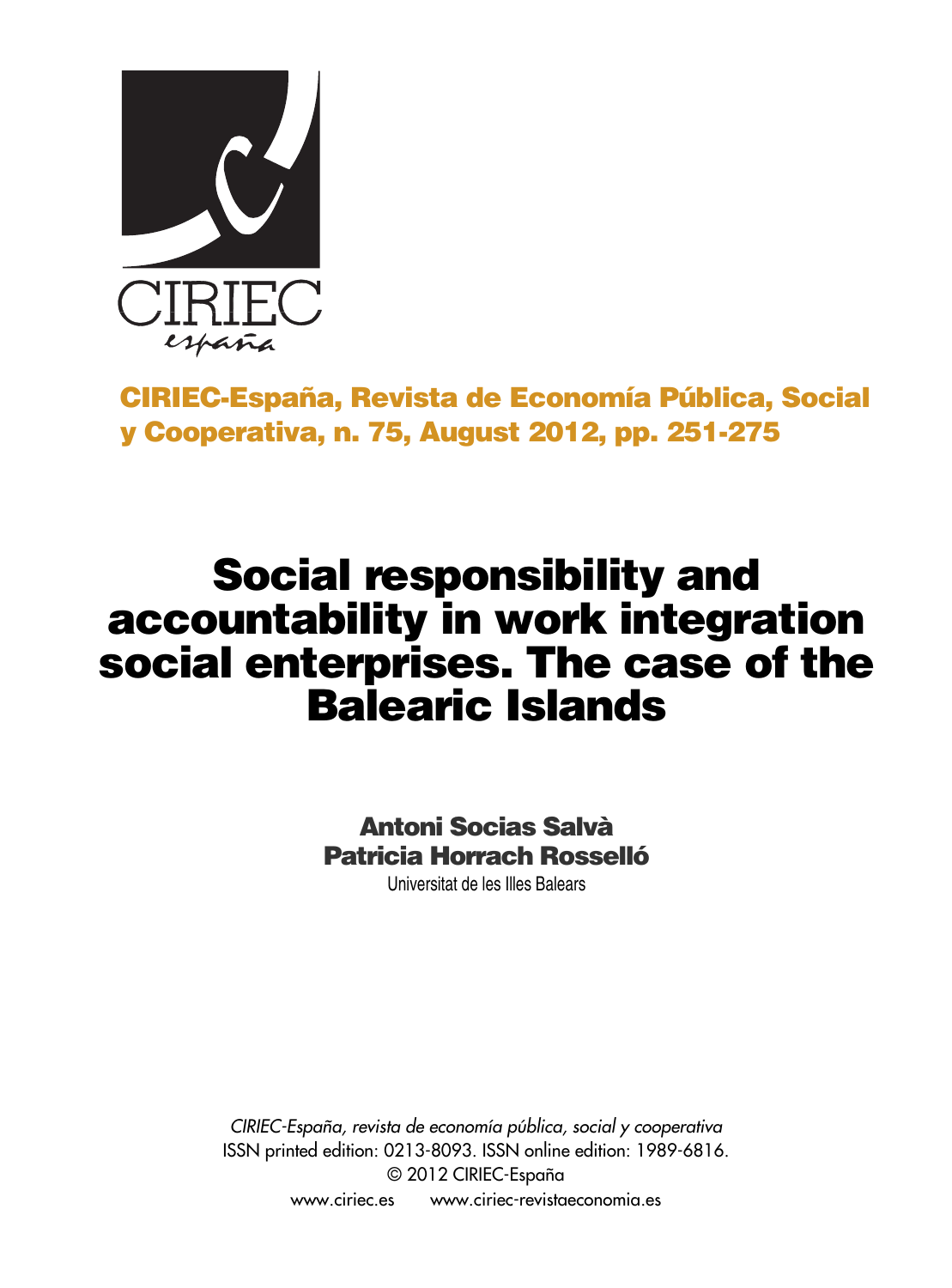**CIRIEC-España, Revista de Economía Pública, Social y Cooperativa, n. 75, August 2012, pp. 251-275**

# Social responsibility and accountability in work integration social enterprises. The case of the Balearic Islands

**Antoni Socias Salvà**
**Patricia Horrach Rosselló**
Universitat de les Illes Balears

*CIRIEC-España, revista de economía pública, social y cooperativa*
ISSN printed edition: 0213-8093. ISSN online edition: 1989-6816.
© 2012 CIRIEC-España
www.ciriec.es www.ciriec-revistaeconomia.es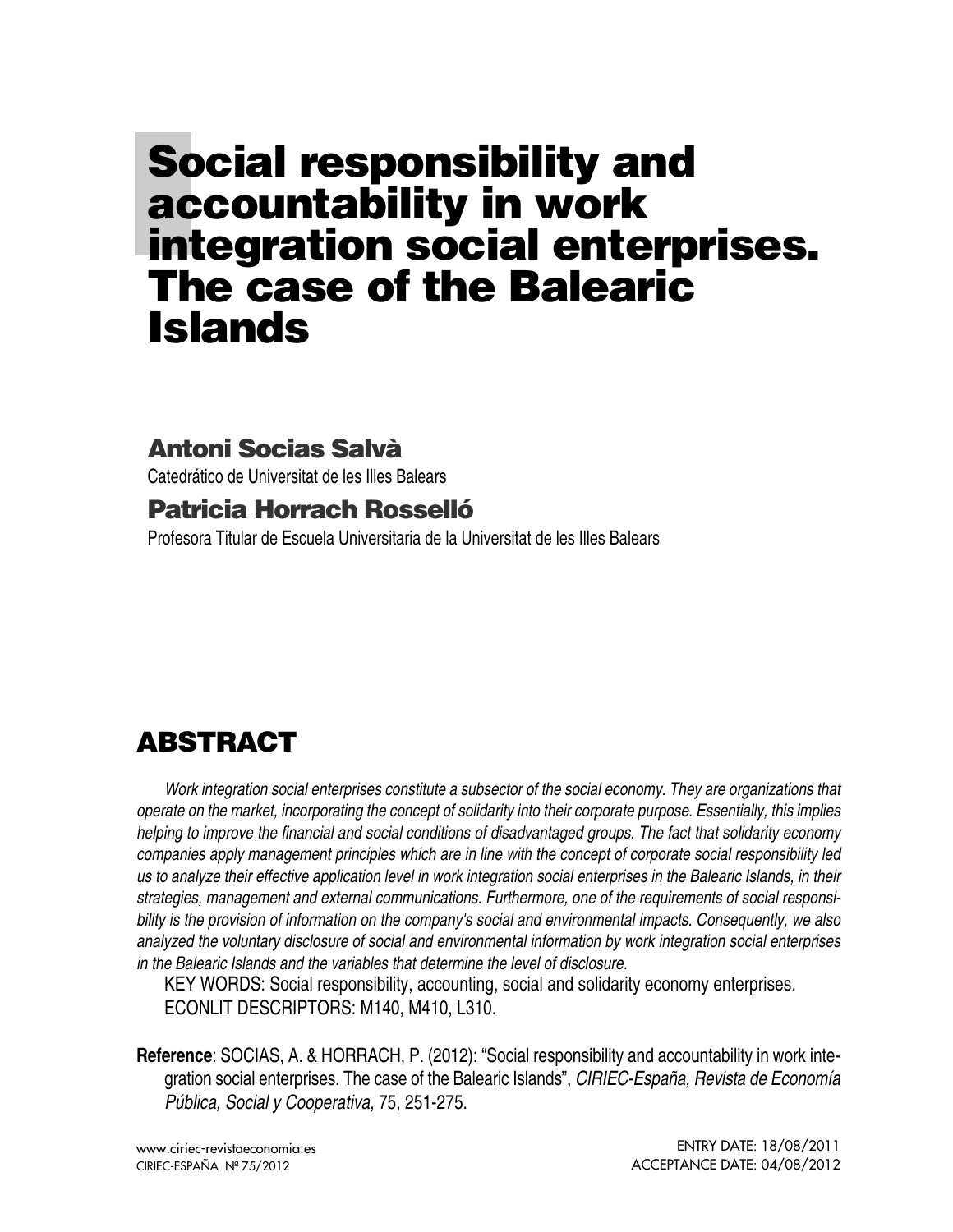# Social responsibility and accountability in work integration social enterprises. The case of the Balearic Islands

## Antoni Socias Salvà

Catedrático de Universitat de les Illes Balears

## Patricia Horrach Rosselló

Profesora Titular de Escuela Universitaria de la Universitat de les Illes Balears

## ABSTRACT

*Work integration social enterprises constitute a subsector of the social economy. They are organizations that operate on the market, incorporating the concept of solidarity into their corporate purpose. Essentially, this implies helping to improve the financial and social conditions of disadvantaged groups. The fact that solidarity economy companies apply management principles which are in line with the concept of corporate social responsibility led us to analyze their effective application level in work integration social enterprises in the Balearic Islands, in their strategies, management and external communications. Furthermore, one of the requirements of social responsibility is the provision of information on the company's social and environmental impacts. Consequently, we also analyzed the voluntary disclosure of social and environmental information by work integration social enterprises in the Balearic Islands and the variables that determine the level of disclosure.*

KEY WORDS: Social responsibility, accounting, social and solidarity economy enterprises.

ECONLIT DESCRIPTORS: M140, M410, L310.

**Reference**: SOCIAS, A. & HORRACH, P. (2012): "Social responsibility and accountability in work integration social enterprises. The case of the Balearic Islands", *CIRIEC-España, Revista de Economía Pública, Social y Cooperativa*, 75, 251-275.

ENTRY DATE: 18/08/2011
ACCEPTANCE DATE: 04/08/2012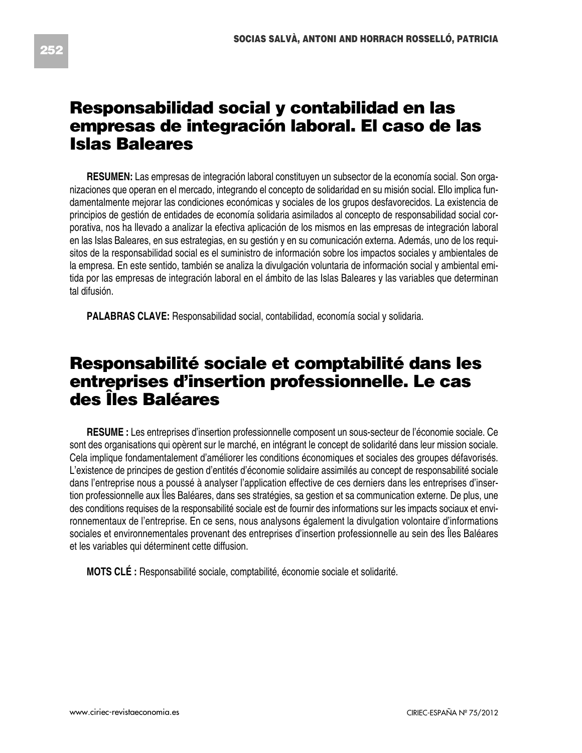# Responsabilidad social y contabilidad en las empresas de integración laboral. El caso de las Islas Baleares

**RESUMEN:** Las empresas de integración laboral constituyen un subsector de la economía social. Son organizaciones que operan en el mercado, integrando el concepto de solidaridad en su misión social. Ello implica fundamentalmente mejorar las condiciones económicas y sociales de los grupos desfavorecidos. La existencia de principios de gestión de entidades de economía solidaria asimilados al concepto de responsabilidad social corporativa, nos ha llevado a analizar la efectiva aplicación de los mismos en las empresas de integración laboral en las Islas Baleares, en sus estrategias, en su gestión y en su comunicación externa. Además, uno de los requisitos de la responsabilidad social es el suministro de información sobre los impactos sociales y ambientales de la empresa. En este sentido, también se analiza la divulgación voluntaria de información social y ambiental emitida por las empresas de integración laboral en el ámbito de las Islas Baleares y las variables que determinan tal difusión.

**PALABRAS CLAVE:** Responsabilidad social, contabilidad, economía social y solidaria.

# Responsabilité sociale et comptabilité dans les entreprises d'insertion professionnelle. Le cas des Îles Baléares

**RESUME :** Les entreprises d'insertion professionnelle composent un sous-secteur de l'économie sociale. Ce sont des organisations qui opèrent sur le marché, en intégrant le concept de solidarité dans leur mission sociale. Cela implique fondamentalement d'améliorer les conditions économiques et sociales des groupes défavorisés. L'existence de principes de gestion d'entités d'économie solidaire assimilés au concept de responsabilité sociale dans l'entreprise nous a poussé à analyser l'application effective de ces derniers dans les entreprises d'insertion professionnelle aux Îles Baléares, dans ses stratégies, sa gestion et sa communication externe. De plus, une des conditions requises de la responsabilité sociale est de fournir des informations sur les impacts sociaux et environnementaux de l'entreprise. En ce sens, nous analysons également la divulgation volontaire d'informations sociales et environnementales provenant des entreprises d'insertion professionnelle au sein des Îles Baléares et les variables qui déterminent cette diffusion.

**MOTS CLÉ :** Responsabilité sociale, comptabilité, économie sociale et solidarité.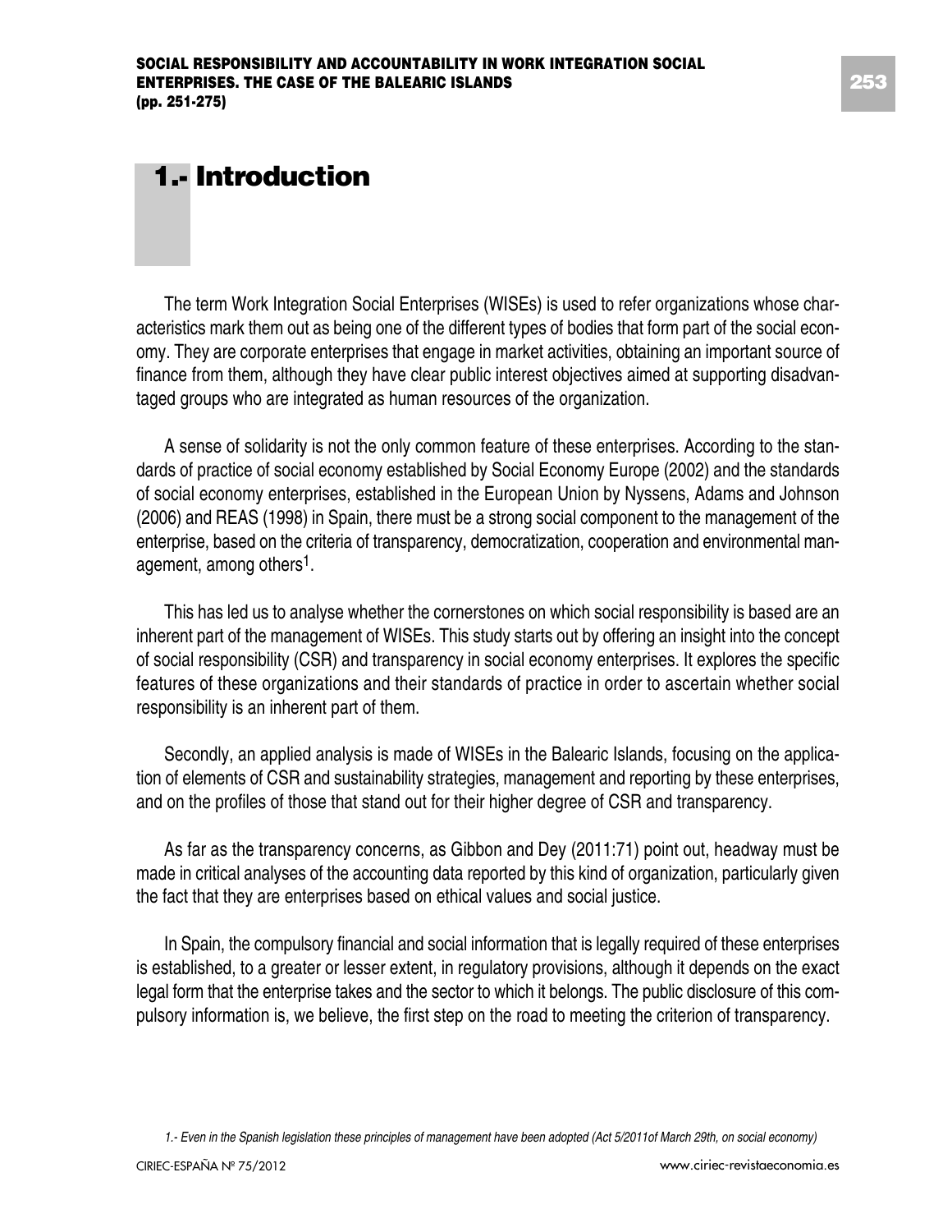# 1.- Introduction

The term Work Integration Social Enterprises (WISEs) is used to refer organizations whose characteristics mark them out as being one of the different types of bodies that form part of the social economy. They are corporate enterprises that engage in market activities, obtaining an important source of finance from them, although they have clear public interest objectives aimed at supporting disadvantaged groups who are integrated as human resources of the organization.

A sense of solidarity is not the only common feature of these enterprises. According to the standards of practice of social economy established by Social Economy Europe (2002) and the standards of social economy enterprises, established in the European Union by Nyssens, Adams and Johnson (2006) and REAS (1998) in Spain, there must be a strong social component to the management of the enterprise, based on the criteria of transparency, democratization, cooperation and environmental management, among others[1].

This has led us to analyse whether the cornerstones on which social responsibility is based are an inherent part of the management of WISEs. This study starts out by offering an insight into the concept of social responsibility (CSR) and transparency in social economy enterprises. It explores the specific features of these organizations and their standards of practice in order to ascertain whether social responsibility is an inherent part of them.

Secondly, an applied analysis is made of WISEs in the Balearic Islands, focusing on the application of elements of CSR and sustainability strategies, management and reporting by these enterprises, and on the profiles of those that stand out for their higher degree of CSR and transparency.

As far as the transparency concerns, as Gibbon and Dey (2011:71) point out, headway must be made in critical analyses of the accounting data reported by this kind of organization, particularly given the fact that they are enterprises based on ethical values and social justice.

In Spain, the compulsory financial and social information that is legally required of these enterprises is established, to a greater or lesser extent, in regulatory provisions, although it depends on the exact legal form that the enterprise takes and the sector to which it belongs. The public disclosure of this compulsory information is, we believe, the first step on the road to meeting the criterion of transparency.

*1.- Even in the Spanish legislation these principles of management have been adopted (Act 5/2011of March 29th, on social economy)*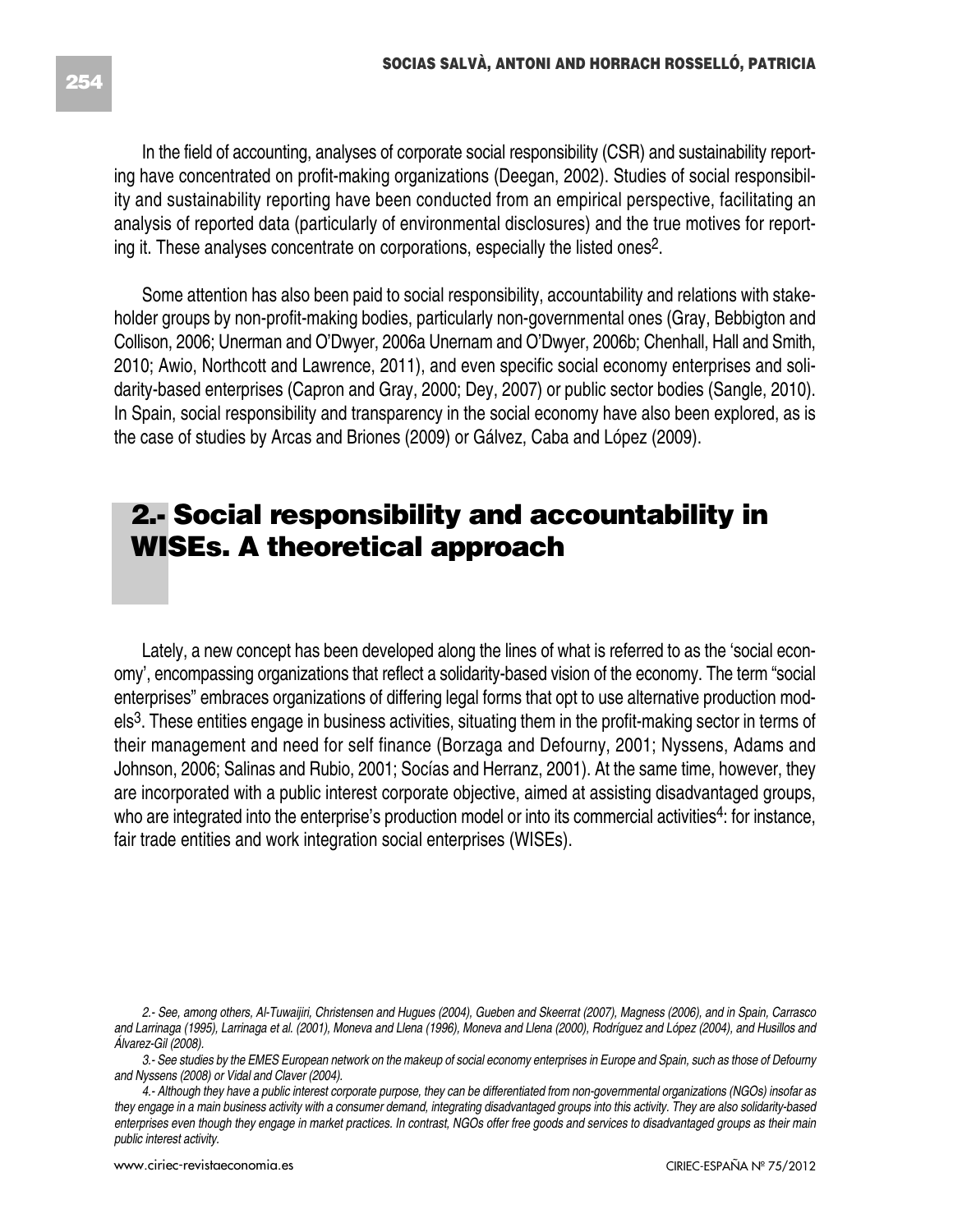In the field of accounting, analyses of corporate social responsibility (CSR) and sustainability reporting have concentrated on profit-making organizations (Deegan, 2002). Studies of social responsibility and sustainability reporting have been conducted from an empirical perspective, facilitating an analysis of reported data (particularly of environmental disclosures) and the true motives for reporting it. These analyses concentrate on corporations, especially the listed ones[2].

Some attention has also been paid to social responsibility, accountability and relations with stakeholder groups by non-profit-making bodies, particularly non-governmental ones (Gray, Bebbigton and Collison, 2006; Unerman and O'Dwyer, 2006a Unernam and O'Dwyer, 2006b; Chenhall, Hall and Smith, 2010; Awio, Northcott and Lawrence, 2011), and even specific social economy enterprises and solidarity-based enterprises (Capron and Gray, 2000; Dey, 2007) or public sector bodies (Sangle, 2010). In Spain, social responsibility and transparency in the social economy have also been explored, as is the case of studies by Arcas and Briones (2009) or Gálvez, Caba and López (2009).

## 2.- Social responsibility and accountability in WISEs. A theoretical approach

Lately, a new concept has been developed along the lines of what is referred to as the 'social economy', encompassing organizations that reflect a solidarity-based vision of the economy. The term "social enterprises" embraces organizations of differing legal forms that opt to use alternative production models[3]. These entities engage in business activities, situating them in the profit-making sector in terms of their management and need for self finance (Borzaga and Defourny, 2001; Nyssens, Adams and Johnson, 2006; Salinas and Rubio, 2001; Socías and Herranz, 2001). At the same time, however, they are incorporated with a public interest corporate objective, aimed at assisting disadvantaged groups, who are integrated into the enterprise's production model or into its commercial activities[4]: for instance, fair trade entities and work integration social enterprises (WISEs).

*2.- See, among others, Al-Tuwaijiri, Christensen and Hugues (2004), Gueben and Skeerrat (2007), Magness (2006), and in Spain, Carrasco and Larrinaga (1995), Larrinaga et al. (2001), Moneva and Llena (1996), Moneva and Llena (2000), Rodríguez and López (2004), and Husillos and Álvarez-Gil (2008).*

*3.- See studies by the EMES European network on the makeup of social economy enterprises in Europe and Spain, such as those of Defourny and Nyssens (2008) or Vidal and Claver (2004).*

*4.- Although they have a public interest corporate purpose, they can be differentiated from non-governmental organizations (NGOs) insofar as they engage in a main business activity with a consumer demand, integrating disadvantaged groups into this activity. They are also solidarity-based enterprises even though they engage in market practices. In contrast, NGOs offer free goods and services to disadvantaged groups as their main public interest activity.*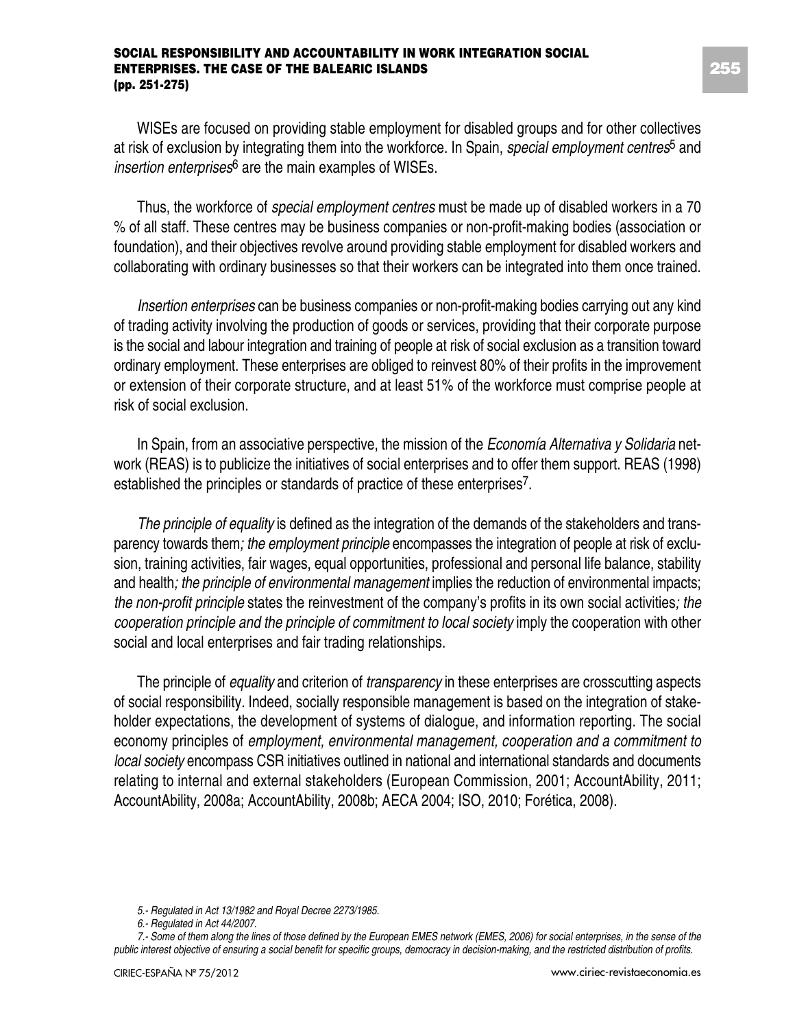WISEs are focused on providing stable employment for disabled groups and for other collectives at risk of exclusion by integrating them into the workforce. In Spain, *special employment centres*[5] and *insertion enterprises*[6] are the main examples of WISEs.

Thus, the workforce of *special employment centres* must be made up of disabled workers in a 70 % of all staff. These centres may be business companies or non-profit-making bodies (association or foundation), and their objectives revolve around providing stable employment for disabled workers and collaborating with ordinary businesses so that their workers can be integrated into them once trained.

*Insertion enterprises* can be business companies or non-profit-making bodies carrying out any kind of trading activity involving the production of goods or services, providing that their corporate purpose is the social and labour integration and training of people at risk of social exclusion as a transition toward ordinary employment. These enterprises are obliged to reinvest 80% of their profits in the improvement or extension of their corporate structure, and at least 51% of the workforce must comprise people at risk of social exclusion.

In Spain, from an associative perspective, the mission of the *Economía Alternativa y Solidaria* network (REAS) is to publicize the initiatives of social enterprises and to offer them support. REAS (1998) established the principles or standards of practice of these enterprises[7].

*The principle of equality* is defined as the integration of the demands of the stakeholders and transparency towards them*; the employment principle* encompasses the integration of people at risk of exclusion, training activities, fair wages, equal opportunities, professional and personal life balance, stability and health*; the principle of environmental management* implies the reduction of environmental impacts; *the non-profit principle* states the reinvestment of the company's profits in its own social activities*; the cooperation principle and the principle of commitment to local society* imply the cooperation with other social and local enterprises and fair trading relationships.

The principle of *equality* and criterion of *transparency* in these enterprises are crosscutting aspects of social responsibility. Indeed, socially responsible management is based on the integration of stakeholder expectations, the development of systems of dialogue, and information reporting. The social economy principles of *employment, environmental management, cooperation and a commitment to local society* encompass CSR initiatives outlined in national and international standards and documents relating to internal and external stakeholders (European Commission, 2001; AccountAbility, 2011; AccountAbility, 2008a; AccountAbility, 2008b; AECA 2004; ISO, 2010; Forética, 2008).

---

*5.- Regulated in Act 13/1982 and Royal Decree 2273/1985.*

*6.- Regulated in Act 44/2007.*

*7.- Some of them along the lines of those defined by the European EMES network (EMES, 2006) for social enterprises, in the sense of the public interest objective of ensuring a social benefit for specific groups, democracy in decision-making, and the restricted distribution of profits.*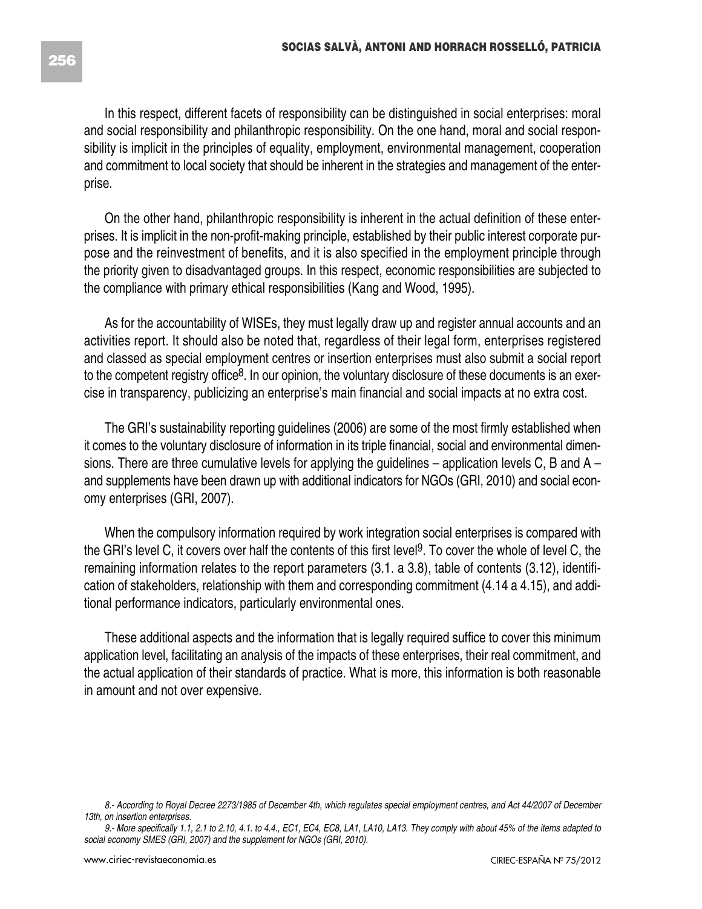In this respect, different facets of responsibility can be distinguished in social enterprises: moral and social responsibility and philanthropic responsibility. On the one hand, moral and social responsibility is implicit in the principles of equality, employment, environmental management, cooperation and commitment to local society that should be inherent in the strategies and management of the enterprise.

On the other hand, philanthropic responsibility is inherent in the actual definition of these enterprises. It is implicit in the non-profit-making principle, established by their public interest corporate purpose and the reinvestment of benefits, and it is also specified in the employment principle through the priority given to disadvantaged groups. In this respect, economic responsibilities are subjected to the compliance with primary ethical responsibilities (Kang and Wood, 1995).

As for the accountability of WISEs, they must legally draw up and register annual accounts and an activities report. It should also be noted that, regardless of their legal form, enterprises registered and classed as special employment centres or insertion enterprises must also submit a social report to the competent registry office[8]. In our opinion, the voluntary disclosure of these documents is an exercise in transparency, publicizing an enterprise's main financial and social impacts at no extra cost.

The GRI's sustainability reporting guidelines (2006) are some of the most firmly established when it comes to the voluntary disclosure of information in its triple financial, social and environmental dimensions. There are three cumulative levels for applying the guidelines – application levels C, B and A – and supplements have been drawn up with additional indicators for NGOs (GRI, 2010) and social economy enterprises (GRI, 2007).

When the compulsory information required by work integration social enterprises is compared with the GRI's level C, it covers over half the contents of this first level[9]. To cover the whole of level C, the remaining information relates to the report parameters (3.1. a 3.8), table of contents (3.12), identification of stakeholders, relationship with them and corresponding commitment (4.14 a 4.15), and additional performance indicators, particularly environmental ones.

These additional aspects and the information that is legally required suffice to cover this minimum application level, facilitating an analysis of the impacts of these enterprises, their real commitment, and the actual application of their standards of practice. What is more, this information is both reasonable in amount and not over expensive.

*8.- According to Royal Decree 2273/1985 of December 4th, which regulates special employment centres, and Act 44/2007 of December 13th, on insertion enterprises.*

*9.- More specifically 1.1, 2.1 to 2.10, 4.1. to 4.4., EC1, EC4, EC8, LA1, LA10, LA13. They comply with about 45% of the items adapted to social economy SMES (GRI, 2007) and the supplement for NGOs (GRI, 2010).*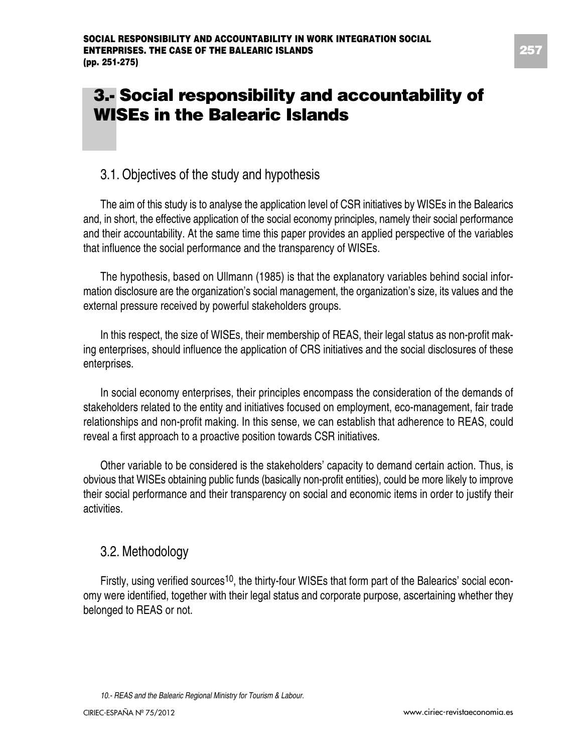## 3.- Social responsibility and accountability of WISEs in the Balearic Islands

### 3.1. Objectives of the study and hypothesis

The aim of this study is to analyse the application level of CSR initiatives by WISEs in the Balearics and, in short, the effective application of the social economy principles, namely their social performance and their accountability. At the same time this paper provides an applied perspective of the variables that influence the social performance and the transparency of WISEs.

The hypothesis, based on Ullmann (1985) is that the explanatory variables behind social information disclosure are the organization's social management, the organization's size, its values and the external pressure received by powerful stakeholders groups.

In this respect, the size of WISEs, their membership of REAS, their legal status as non-profit making enterprises, should influence the application of CRS initiatives and the social disclosures of these enterprises.

In social economy enterprises, their principles encompass the consideration of the demands of stakeholders related to the entity and initiatives focused on employment, eco-management, fair trade relationships and non-profit making. In this sense, we can establish that adherence to REAS, could reveal a first approach to a proactive position towards CSR initiatives.

Other variable to be considered is the stakeholders' capacity to demand certain action. Thus, is obvious that WISEs obtaining public funds (basically non-profit entities), could be more likely to improve their social performance and their transparency on social and economic items in order to justify their activities.

### 3.2. Methodology

Firstly, using verified sources[10], the thirty-four WISEs that form part of the Balearics' social economy were identified, together with their legal status and corporate purpose, ascertaining whether they belonged to REAS or not.

*10.- REAS and the Balearic Regional Ministry for Tourism & Labour.*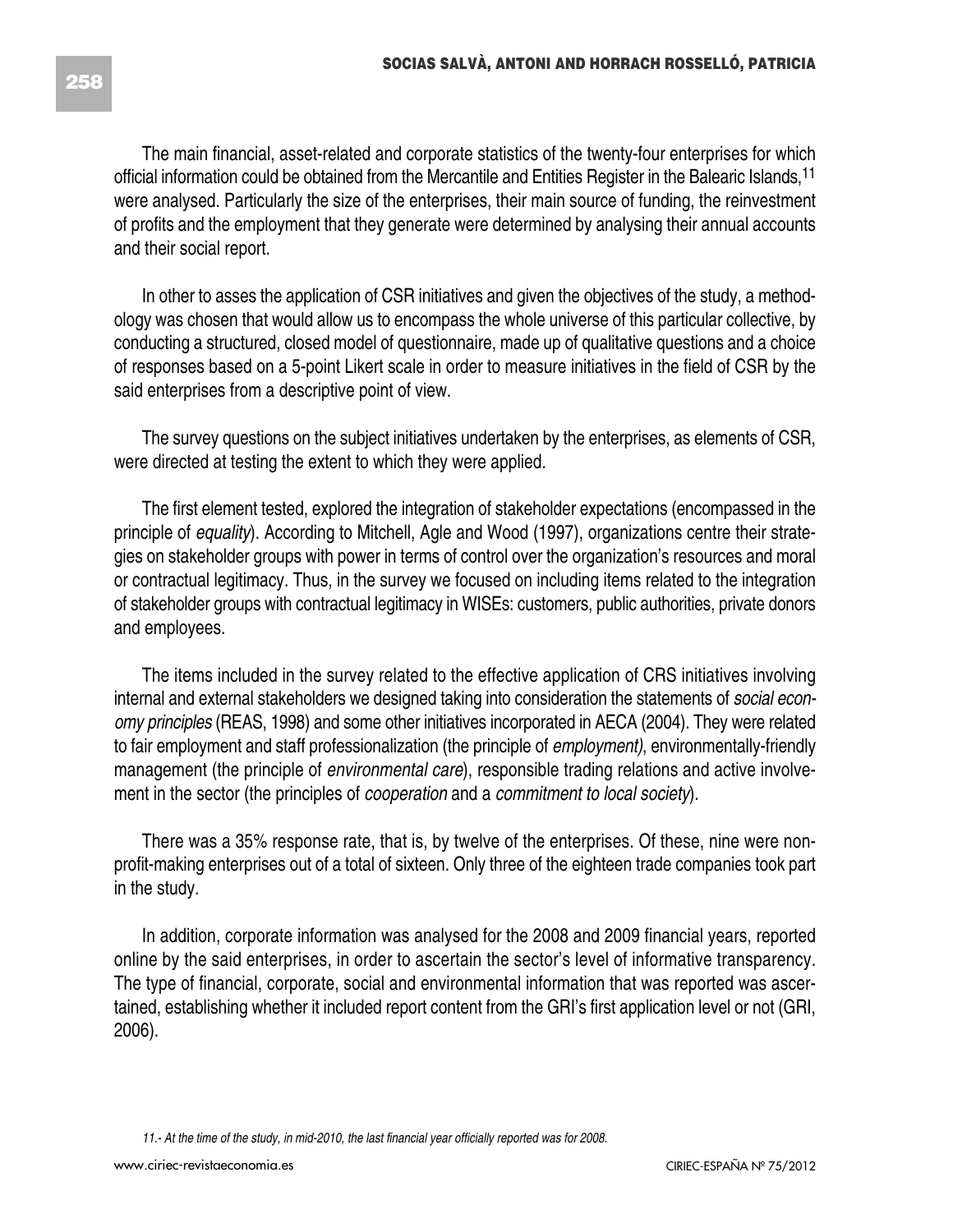The main financial, asset-related and corporate statistics of the twenty-four enterprises for which official information could be obtained from the Mercantile and Entities Register in the Balearic Islands,[11] were analysed. Particularly the size of the enterprises, their main source of funding, the reinvestment of profits and the employment that they generate were determined by analysing their annual accounts and their social report.

In other to asses the application of CSR initiatives and given the objectives of the study, a methodology was chosen that would allow us to encompass the whole universe of this particular collective, by conducting a structured, closed model of questionnaire, made up of qualitative questions and a choice of responses based on a 5-point Likert scale in order to measure initiatives in the field of CSR by the said enterprises from a descriptive point of view.

The survey questions on the subject initiatives undertaken by the enterprises, as elements of CSR, were directed at testing the extent to which they were applied.

The first element tested, explored the integration of stakeholder expectations (encompassed in the principle of *equality*). According to Mitchell, Agle and Wood (1997), organizations centre their strategies on stakeholder groups with power in terms of control over the organization's resources and moral or contractual legitimacy. Thus, in the survey we focused on including items related to the integration of stakeholder groups with contractual legitimacy in WISEs: customers, public authorities, private donors and employees.

The items included in the survey related to the effective application of CRS initiatives involving internal and external stakeholders we designed taking into consideration the statements of *social economy principles* (REAS, 1998) and some other initiatives incorporated in AECA (2004). They were related to fair employment and staff professionalization (the principle of *employment)*, environmentally-friendly management (the principle of *environmental care*), responsible trading relations and active involvement in the sector (the principles of *cooperation* and a *commitment to local society*).

There was a 35% response rate, that is, by twelve of the enterprises. Of these, nine were non-profit-making enterprises out of a total of sixteen. Only three of the eighteen trade companies took part in the study.

In addition, corporate information was analysed for the 2008 and 2009 financial years, reported online by the said enterprises, in order to ascertain the sector's level of informative transparency. The type of financial, corporate, social and environmental information that was reported was ascertained, establishing whether it included report content from the GRI's first application level or not (GRI, 2006).

*11.- At the time of the study, in mid-2010, the last financial year officially reported was for 2008.*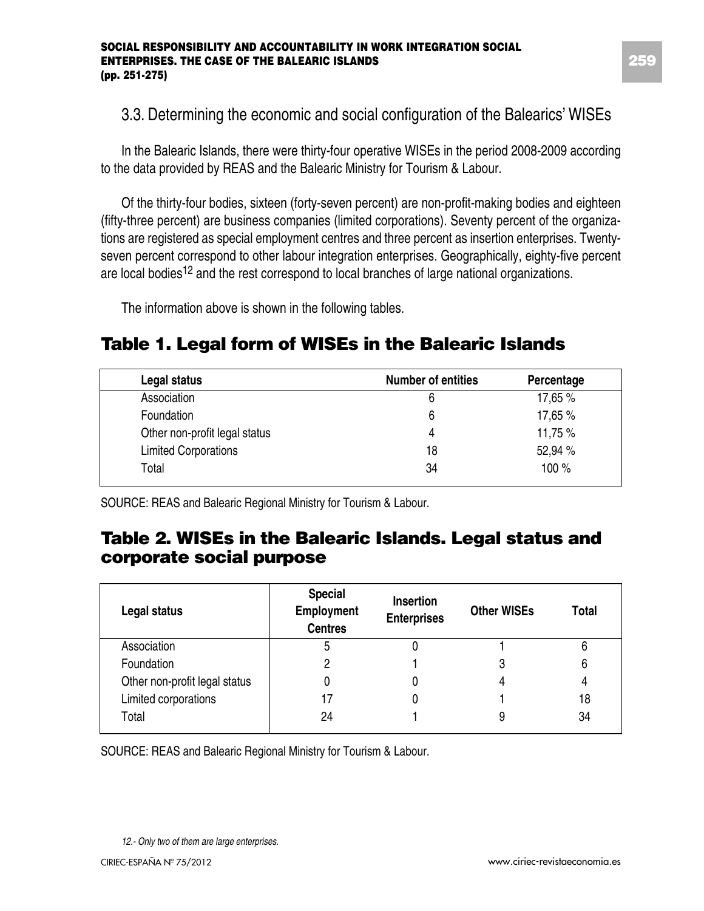### 3.3. Determining the economic and social configuration of the Balearics' WISEs

In the Balearic Islands, there were thirty-four operative WISEs in the period 2008-2009 according to the data provided by REAS and the Balearic Ministry for Tourism & Labour.

Of the thirty-four bodies, sixteen (forty-seven percent) are non-profit-making bodies and eighteen (fifty-three percent) are business companies (limited corporations). Seventy percent of the organizations are registered as special employment centres and three percent as insertion enterprises. Twenty-seven percent correspond to other labour integration enterprises. Geographically, eighty-five percent are local bodies[12] and the rest correspond to local branches of large national organizations.

The information above is shown in the following tables.

## Table 1. Legal form of WISEs in the Balearic Islands

| Legal status | Number of entities | Percentage |
|---|---|---|
| Association | 6 | 17,65 % |
| Foundation | 6 | 17,65 % |
| Other non-profit legal status | 4 | 11,75 % |
| Limited Corporations | 18 | 52,94 % |
| Total | 34 | 100 % |

SOURCE: REAS and Balearic Regional Ministry for Tourism & Labour.

## Table 2. WISEs in the Balearic Islands. Legal status and corporate social purpose

| Legal status | Special Employment Centres | Insertion Enterprises | Other WISEs | Total |
|---|---|---|---|---|
| Association | 5 | 0 | 1 | 6 |
| Foundation | 2 | 1 | 3 | 6 |
| Other non-profit legal status | 0 | 0 | 4 | 4 |
| Limited corporations | 17 | 0 | 1 | 18 |
| Total | 24 | 1 | 9 | 34 |

SOURCE: REAS and Balearic Regional Ministry for Tourism & Labour.

12.- *Only two of them are large enterprises.*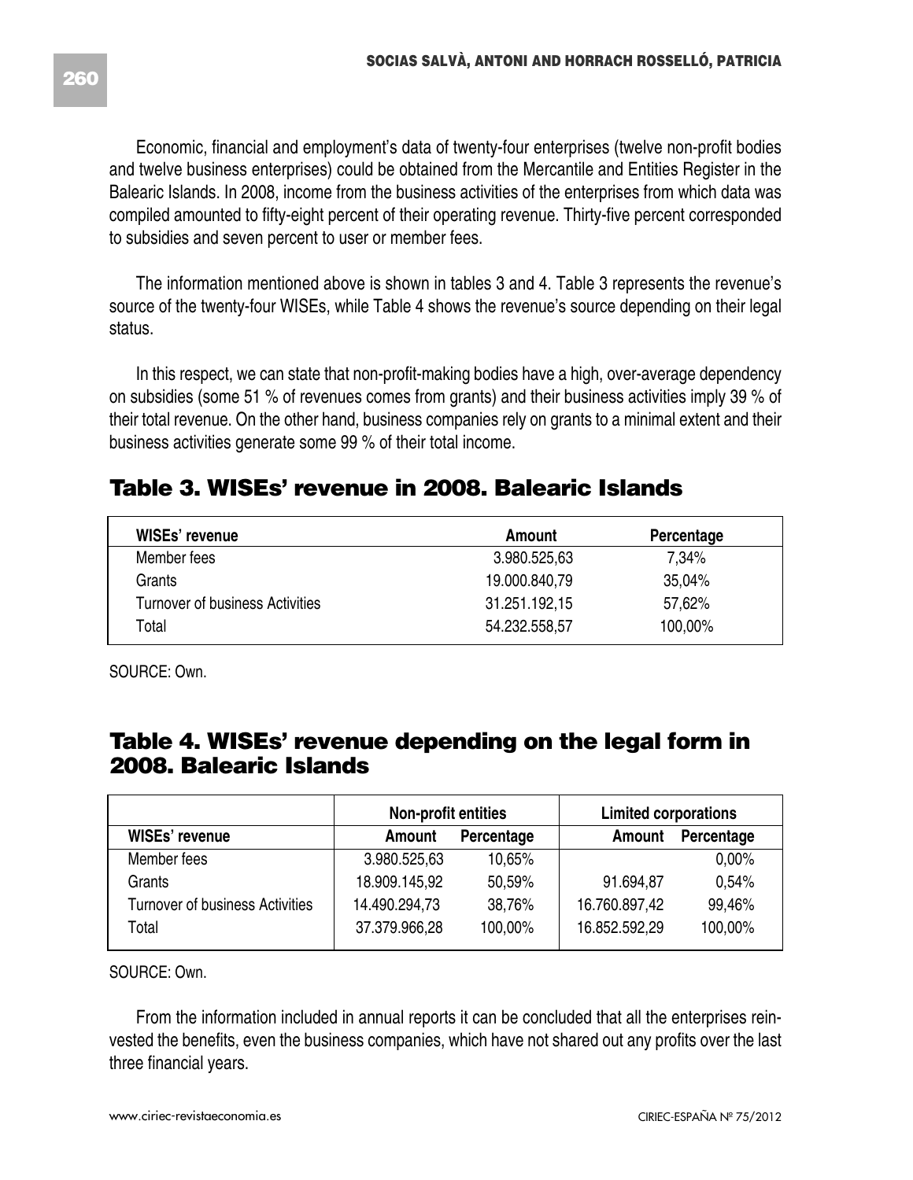Economic, financial and employment's data of twenty-four enterprises (twelve non-profit bodies and twelve business enterprises) could be obtained from the Mercantile and Entities Register in the Balearic Islands. In 2008, income from the business activities of the enterprises from which data was compiled amounted to fifty-eight percent of their operating revenue. Thirty-five percent corresponded to subsidies and seven percent to user or member fees.

The information mentioned above is shown in tables 3 and 4. Table 3 represents the revenue's source of the twenty-four WISEs, while Table 4 shows the revenue's source depending on their legal status.

In this respect, we can state that non-profit-making bodies have a high, over-average dependency on subsidies (some 51 % of revenues comes from grants) and their business activities imply 39 % of their total revenue. On the other hand, business companies rely on grants to a minimal extent and their business activities generate some 99 % of their total income.

## Table 3. WISEs' revenue in 2008. Balearic Islands

| WISEs' revenue | Amount | Percentage |
|---|---|---|
| Member fees | 3.980.525,63 | 7,34% |
| Grants | 19.000.840,79 | 35,04% |
| Turnover of business Activities | 31.251.192,15 | 57,62% |
| Total | 54.232.558,57 | 100,00% |

SOURCE: Own.

## Table 4. WISEs' revenue depending on the legal form in 2008. Balearic Islands

| | Non-profit entities | | Limited corporations | |
|---|---|---|---|---|
| WISEs' revenue | Amount | Percentage | Amount | Percentage |
| Member fees | 3.980.525,63 | 10,65% | | 0,00% |
| Grants | 18.909.145,92 | 50,59% | 91.694,87 | 0,54% |
| Turnover of business Activities | 14.490.294,73 | 38,76% | 16.760.897,42 | 99,46% |
| Total | 37.379.966,28 | 100,00% | 16.852.592,29 | 100,00% |

SOURCE: Own.

From the information included in annual reports it can be concluded that all the enterprises reinvested the benefits, even the business companies, which have not shared out any profits over the last three financial years.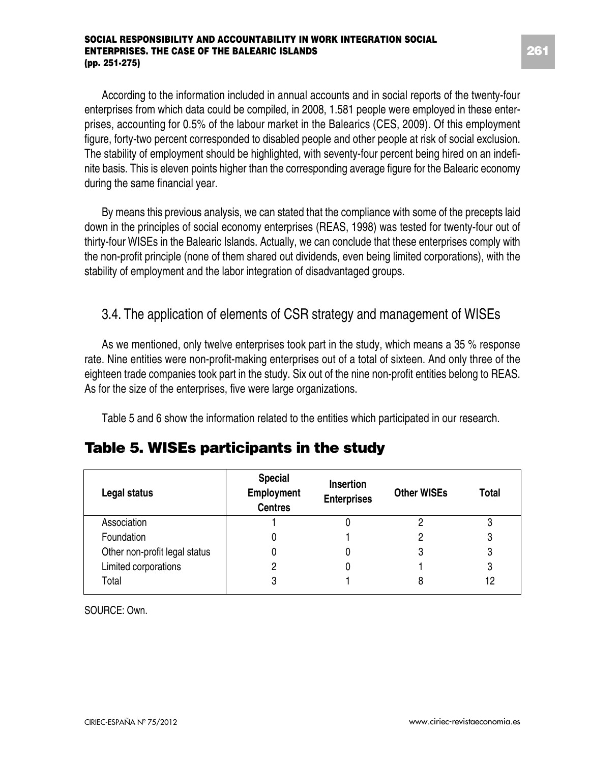According to the information included in annual accounts and in social reports of the twenty-four enterprises from which data could be compiled, in 2008, 1.581 people were employed in these enterprises, accounting for 0.5% of the labour market in the Balearics (CES, 2009). Of this employment figure, forty-two percent corresponded to disabled people and other people at risk of social exclusion. The stability of employment should be highlighted, with seventy-four percent being hired on an indefinite basis. This is eleven points higher than the corresponding average figure for the Balearic economy during the same financial year.

By means this previous analysis, we can stated that the compliance with some of the precepts laid down in the principles of social economy enterprises (REAS, 1998) was tested for twenty-four out of thirty-four WISEs in the Balearic Islands. Actually, we can conclude that these enterprises comply with the non-profit principle (none of them shared out dividends, even being limited corporations), with the stability of employment and the labor integration of disadvantaged groups.

### 3.4. The application of elements of CSR strategy and management of WISEs

As we mentioned, only twelve enterprises took part in the study, which means a 35 % response rate. Nine entities were non-profit-making enterprises out of a total of sixteen. And only three of the eighteen trade companies took part in the study. Six out of the nine non-profit entities belong to REAS. As for the size of the enterprises, five were large organizations.

Table 5 and 6 show the information related to the entities which participated in our research.

## Table 5. WISEs participants in the study

| Legal status | Special Employment Centres | Insertion Enterprises | Other WISEs | Total |
|---|---|---|---|---|
| Association | 1 | 0 | 2 | 3 |
| Foundation | 0 | 1 | 2 | 3 |
| Other non-profit legal status | 0 | 0 | 3 | 3 |
| Limited corporations | 2 | 0 | 1 | 3 |
| Total | 3 | 1 | 8 | 12 |

SOURCE: Own.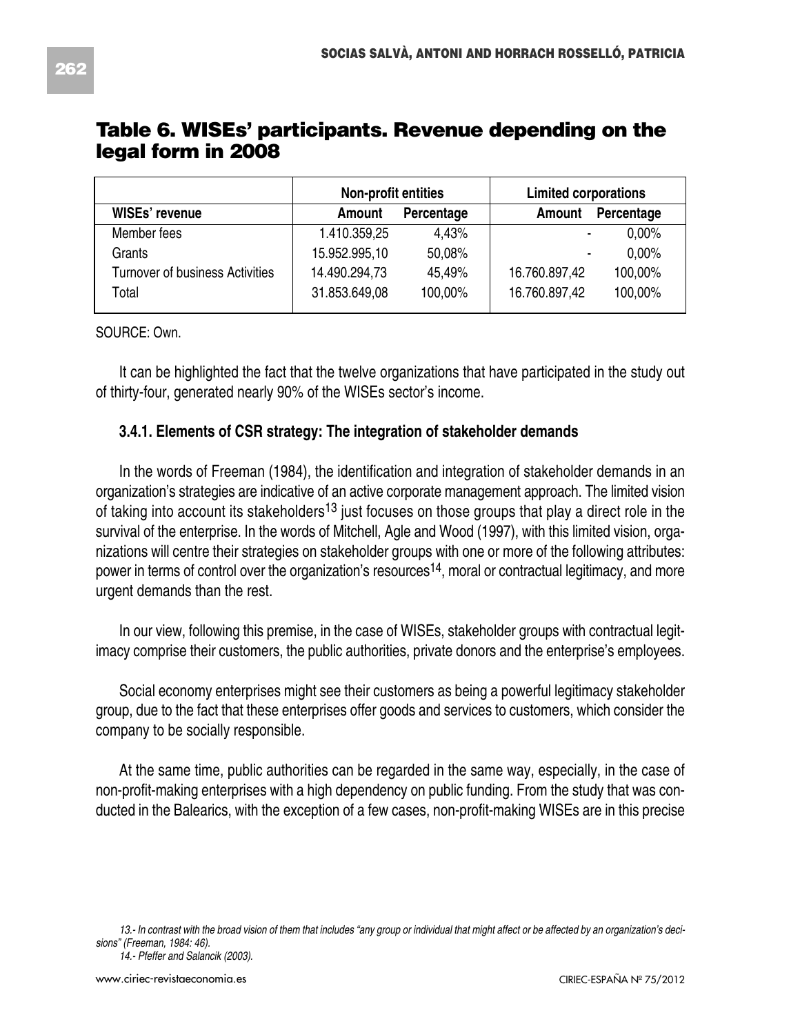## Table 6. WISEs' participants. Revenue depending on the legal form in 2008

| | Non-profit entities | | Limited corporations | |
|---|---|---|---|---|
| WISEs' revenue | Amount | Percentage | Amount | Percentage |
| Member fees | 1.410.359,25 | 4,43% | - | 0,00% |
| Grants | 15.952.995,10 | 50,08% | - | 0,00% |
| Turnover of business Activities | 14.490.294,73 | 45,49% | 16.760.897,42 | 100,00% |
| Total | 31.853.649,08 | 100,00% | 16.760.897,42 | 100,00% |

SOURCE: Own.

It can be highlighted the fact that the twelve organizations that have participated in the study out of thirty-four, generated nearly 90% of the WISEs sector's income.

### 3.4.1. Elements of CSR strategy: The integration of stakeholder demands

In the words of Freeman (1984), the identification and integration of stakeholder demands in an organization's strategies are indicative of an active corporate management approach. The limited vision of taking into account its stakeholders[13] just focuses on those groups that play a direct role in the survival of the enterprise. In the words of Mitchell, Agle and Wood (1997), with this limited vision, organizations will centre their strategies on stakeholder groups with one or more of the following attributes: power in terms of control over the organization's resources[14], moral or contractual legitimacy, and more urgent demands than the rest.

In our view, following this premise, in the case of WISEs, stakeholder groups with contractual legitimacy comprise their customers, the public authorities, private donors and the enterprise's employees.

Social economy enterprises might see their customers as being a powerful legitimacy stakeholder group, due to the fact that these enterprises offer goods and services to customers, which consider the company to be socially responsible.

At the same time, public authorities can be regarded in the same way, especially, in the case of non-profit-making enterprises with a high dependency on public funding. From the study that was conducted in the Balearics, with the exception of a few cases, non-profit-making WISEs are in this precise

*13.- In contrast with the broad vision of them that includes "any group or individual that might affect or be affected by an organization's decisions" (Freeman, 1984: 46).*

*14.- Pfeffer and Salancik (2003).*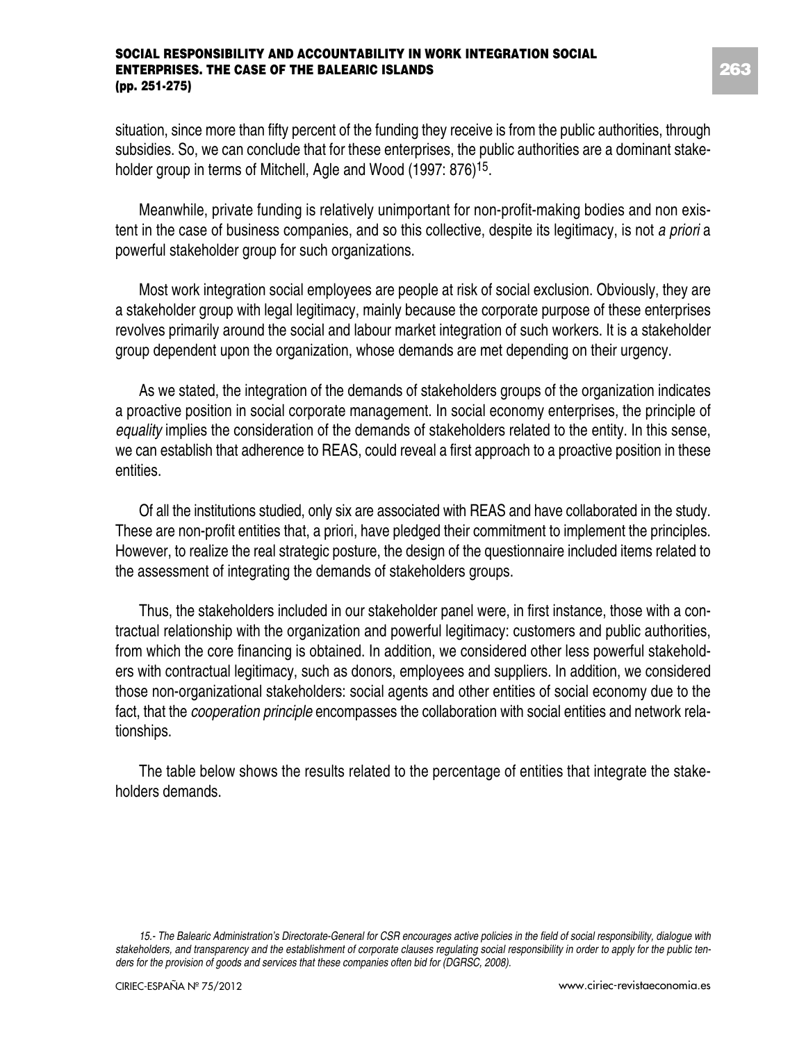situation, since more than fifty percent of the funding they receive is from the public authorities, through subsidies. So, we can conclude that for these enterprises, the public authorities are a dominant stakeholder group in terms of Mitchell, Agle and Wood (1997: 876)[15].

Meanwhile, private funding is relatively unimportant for non-profit-making bodies and non existent in the case of business companies, and so this collective, despite its legitimacy, is not *a priori* a powerful stakeholder group for such organizations.

Most work integration social employees are people at risk of social exclusion. Obviously, they are a stakeholder group with legal legitimacy, mainly because the corporate purpose of these enterprises revolves primarily around the social and labour market integration of such workers. It is a stakeholder group dependent upon the organization, whose demands are met depending on their urgency.

As we stated, the integration of the demands of stakeholders groups of the organization indicates a proactive position in social corporate management. In social economy enterprises, the principle of *equality* implies the consideration of the demands of stakeholders related to the entity. In this sense, we can establish that adherence to REAS, could reveal a first approach to a proactive position in these entities.

Of all the institutions studied, only six are associated with REAS and have collaborated in the study. These are non-profit entities that, a priori, have pledged their commitment to implement the principles. However, to realize the real strategic posture, the design of the questionnaire included items related to the assessment of integrating the demands of stakeholders groups.

Thus, the stakeholders included in our stakeholder panel were, in first instance, those with a contractual relationship with the organization and powerful legitimacy: customers and public authorities, from which the core financing is obtained. In addition, we considered other less powerful stakeholders with contractual legitimacy, such as donors, employees and suppliers. In addition, we considered those non-organizational stakeholders: social agents and other entities of social economy due to the fact, that the *cooperation principle* encompasses the collaboration with social entities and network relationships.

The table below shows the results related to the percentage of entities that integrate the stakeholders demands.

*15.- The Balearic Administration's Directorate-General for CSR encourages active policies in the field of social responsibility, dialogue with stakeholders, and transparency and the establishment of corporate clauses regulating social responsibility in order to apply for the public tenders for the provision of goods and services that these companies often bid for (DGRSC, 2008).*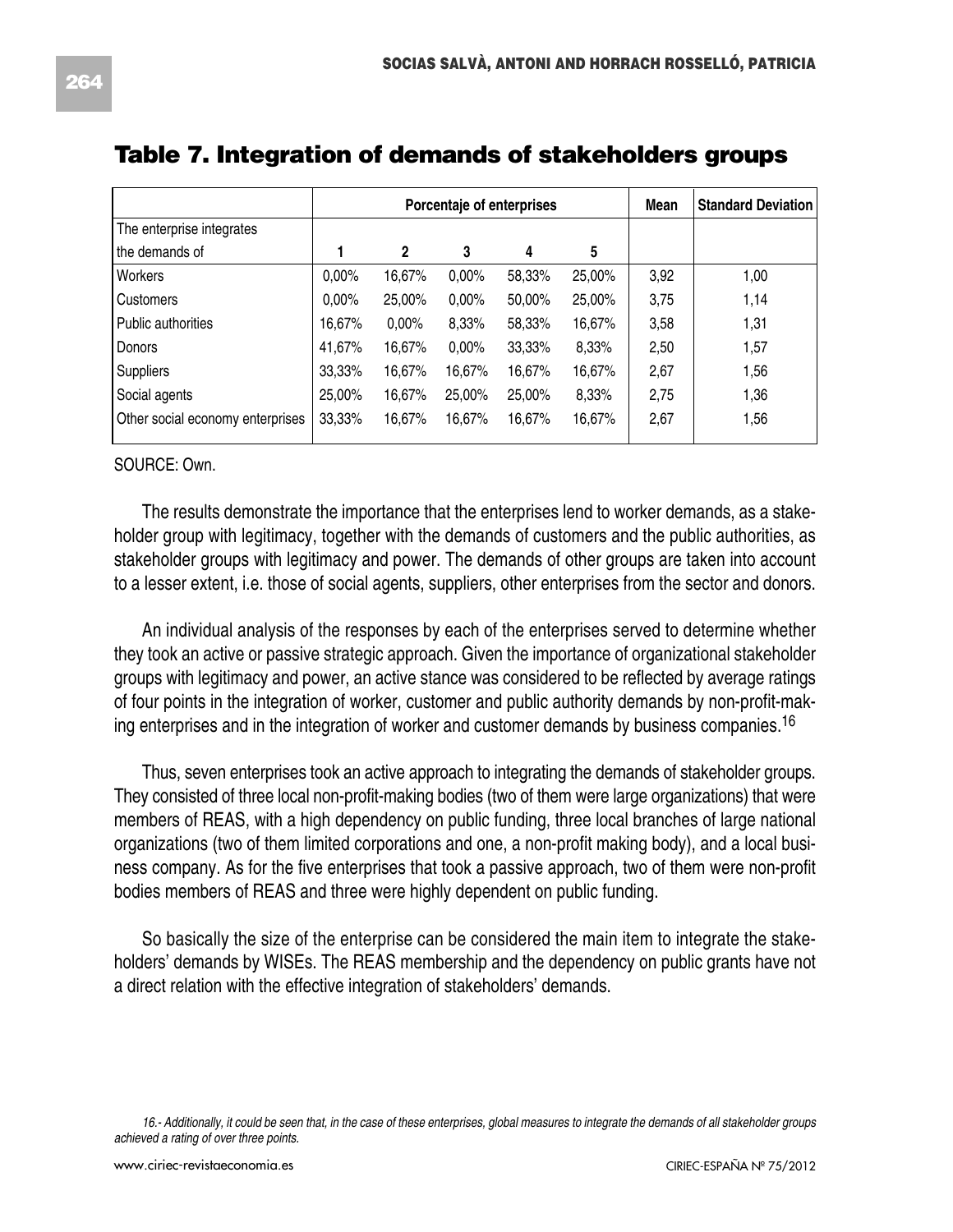## Table 7. Integration of demands of stakeholders groups

| | Porcentaje of enterprises | | | | | Mean | Standard Deviation |
|---|---|---|---|---|---|---|---|
| The enterprise integrates the demands of | 1 | 2 | 3 | 4 | 5 | | |
| Workers | 0,00% | 16,67% | 0,00% | 58,33% | 25,00% | 3,92 | 1,00 |
| Customers | 0,00% | 25,00% | 0,00% | 50,00% | 25,00% | 3,75 | 1,14 |
| Public authorities | 16,67% | 0,00% | 8,33% | 58,33% | 16,67% | 3,58 | 1,31 |
| Donors | 41,67% | 16,67% | 0,00% | 33,33% | 8,33% | 2,50 | 1,57 |
| Suppliers | 33,33% | 16,67% | 16,67% | 16,67% | 16,67% | 2,67 | 1,56 |
| Social agents | 25,00% | 16,67% | 25,00% | 25,00% | 8,33% | 2,75 | 1,36 |
| Other social economy enterprises | 33,33% | 16,67% | 16,67% | 16,67% | 16,67% | 2,67 | 1,56 |

SOURCE: Own.

The results demonstrate the importance that the enterprises lend to worker demands, as a stakeholder group with legitimacy, together with the demands of customers and the public authorities, as stakeholder groups with legitimacy and power. The demands of other groups are taken into account to a lesser extent, i.e. those of social agents, suppliers, other enterprises from the sector and donors.

An individual analysis of the responses by each of the enterprises served to determine whether they took an active or passive strategic approach. Given the importance of organizational stakeholder groups with legitimacy and power, an active stance was considered to be reflected by average ratings of four points in the integration of worker, customer and public authority demands by non-profit-making enterprises and in the integration of worker and customer demands by business companies.[16]

Thus, seven enterprises took an active approach to integrating the demands of stakeholder groups. They consisted of three local non-profit-making bodies (two of them were large organizations) that were members of REAS, with a high dependency on public funding, three local branches of large national organizations (two of them limited corporations and one, a non-profit making body), and a local business company. As for the five enterprises that took a passive approach, two of them were non-profit bodies members of REAS and three were highly dependent on public funding.

So basically the size of the enterprise can be considered the main item to integrate the stakeholders' demands by WISEs. The REAS membership and the dependency on public grants have not a direct relation with the effective integration of stakeholders' demands.

*16.- Additionally, it could be seen that, in the case of these enterprises, global measures to integrate the demands of all stakeholder groups achieved a rating of over three points.*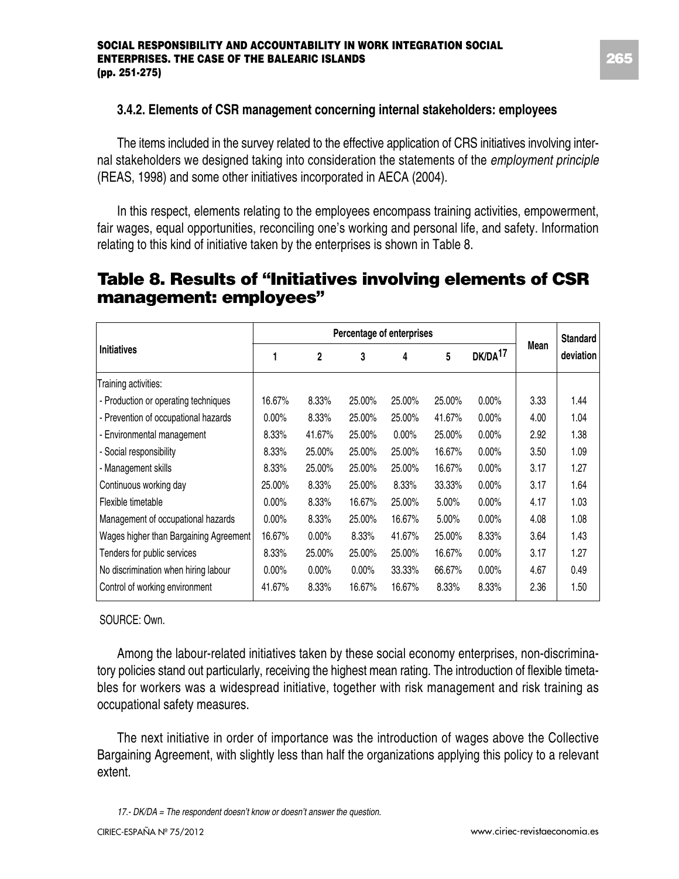### 3.4.2. Elements of CSR management concerning internal stakeholders: employees

The items included in the survey related to the effective application of CRS initiatives involving internal stakeholders we designed taking into consideration the statements of the *employment principle* (REAS, 1998) and some other initiatives incorporated in AECA (2004).

In this respect, elements relating to the employees encompass training activities, empowerment, fair wages, equal opportunities, reconciling one's working and personal life, and safety. Information relating to this kind of initiative taken by the enterprises is shown in Table 8.

## Table 8. Results of "Initiatives involving elements of CSR management: employees"

| Initiatives | Percentage of enterprises | | | | | | Mean | Standard deviation |
|---|---|---|---|---|---|---|---|---|
| | 1 | 2 | 3 | 4 | 5 | DK/DA[17] | | |
| Training activities: | | | | | | | | |
| - Production or operating techniques | 16.67% | 8.33% | 25.00% | 25.00% | 25.00% | 0.00% | 3.33 | 1.44 |
| - Prevention of occupational hazards | 0.00% | 8.33% | 25.00% | 25.00% | 41.67% | 0.00% | 4.00 | 1.04 |
| - Environmental management | 8.33% | 41.67% | 25.00% | 0.00% | 25.00% | 0.00% | 2.92 | 1.38 |
| - Social responsibility | 8.33% | 25.00% | 25.00% | 25.00% | 16.67% | 0.00% | 3.50 | 1.09 |
| - Management skills | 8.33% | 25.00% | 25.00% | 25.00% | 16.67% | 0.00% | 3.17 | 1.27 |
| Continuous working day | 25.00% | 8.33% | 25.00% | 8.33% | 33.33% | 0.00% | 3.17 | 1.64 |
| Flexible timetable | 0.00% | 8.33% | 16.67% | 25.00% | 5.00% | 0.00% | 4.17 | 1.03 |
| Management of occupational hazards | 0.00% | 8.33% | 25.00% | 16.67% | 5.00% | 0.00% | 4.08 | 1.08 |
| Wages higher than Bargaining Agreement | 16.67% | 0.00% | 8.33% | 41.67% | 25.00% | 8.33% | 3.64 | 1.43 |
| Tenders for public services | 8.33% | 25.00% | 25.00% | 25.00% | 16.67% | 0.00% | 3.17 | 1.27 |
| No discrimination when hiring labour | 0.00% | 0.00% | 0.00% | 33.33% | 66.67% | 0.00% | 4.67 | 0.49 |
| Control of working environment | 41.67% | 8.33% | 16.67% | 16.67% | 8.33% | 8.33% | 2.36 | 1.50 |

SOURCE: Own.

Among the labour-related initiatives taken by these social economy enterprises, non-discriminatory policies stand out particularly, receiving the highest mean rating. The introduction of flexible timetables for workers was a widespread initiative, together with risk management and risk training as occupational safety measures.

The next initiative in order of importance was the introduction of wages above the Collective Bargaining Agreement, with slightly less than half the organizations applying this policy to a relevant extent.

*17.- DK/DA = The respondent doesn't know or doesn't answer the question.*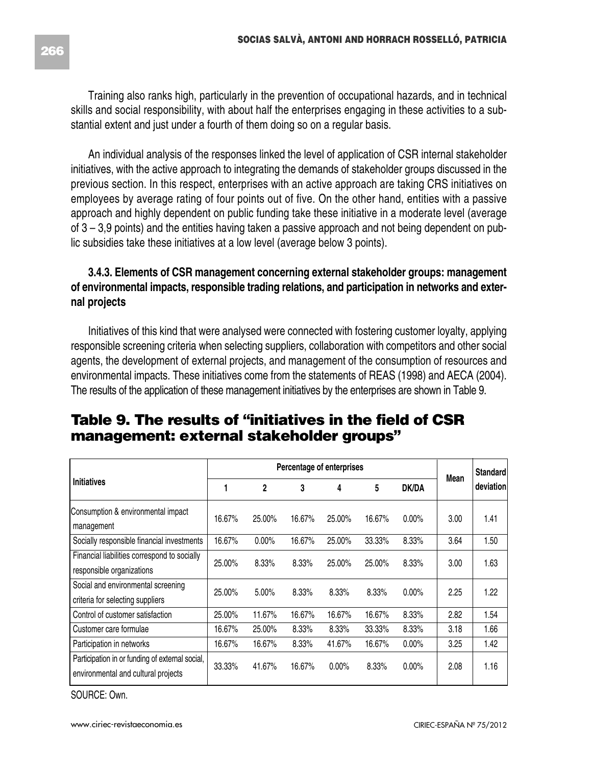Training also ranks high, particularly in the prevention of occupational hazards, and in technical skills and social responsibility, with about half the enterprises engaging in these activities to a substantial extent and just under a fourth of them doing so on a regular basis.

An individual analysis of the responses linked the level of application of CSR internal stakeholder initiatives, with the active approach to integrating the demands of stakeholder groups discussed in the previous section. In this respect, enterprises with an active approach are taking CRS initiatives on employees by average rating of four points out of five. On the other hand, entities with a passive approach and highly dependent on public funding take these initiative in a moderate level (average of 3 – 3,9 points) and the entities having taken a passive approach and not being dependent on public subsidies take these initiatives at a low level (average below 3 points).

### 3.4.3. Elements of CSR management concerning external stakeholder groups: management of environmental impacts, responsible trading relations, and participation in networks and external projects

Initiatives of this kind that were analysed were connected with fostering customer loyalty, applying responsible screening criteria when selecting suppliers, collaboration with competitors and other social agents, the development of external projects, and management of the consumption of resources and environmental impacts. These initiatives come from the statements of REAS (1998) and AECA (2004). The results of the application of these management initiatives by the enterprises are shown in Table 9.

## Table 9. The results of "initiatives in the field of CSR management: external stakeholder groups"

| Initiatives | Percentage of enterprises | | | | | | Mean | Standard deviation |
|---|---|---|---|---|---|---|---|---|
| | 1 | 2 | 3 | 4 | 5 | DK/DA | | |
| Consumption & environmental impact management | 16.67% | 25.00% | 16.67% | 25.00% | 16.67% | 0.00% | 3.00 | 1.41 |
| Socially responsible financial investments | 16.67% | 0.00% | 16.67% | 25.00% | 33.33% | 8.33% | 3.64 | 1.50 |
| Financial liabilities correspond to socially responsible organizations | 25.00% | 8.33% | 8.33% | 25.00% | 25.00% | 8.33% | 3.00 | 1.63 |
| Social and environmental screening criteria for selecting suppliers | 25.00% | 5.00% | 8.33% | 8.33% | 8.33% | 0.00% | 2.25 | 1.22 |
| Control of customer satisfaction | 25.00% | 11.67% | 16.67% | 16.67% | 16.67% | 8.33% | 2.82 | 1.54 |
| Customer care formulae | 16.67% | 25.00% | 8.33% | 8.33% | 33.33% | 8.33% | 3.18 | 1.66 |
| Participation in networks | 16.67% | 16.67% | 8.33% | 41.67% | 16.67% | 0.00% | 3.25 | 1.42 |
| Participation in or funding of external social, environmental and cultural projects | 33.33% | 41.67% | 16.67% | 0.00% | 8.33% | 0.00% | 2.08 | 1.16 |

SOURCE: Own.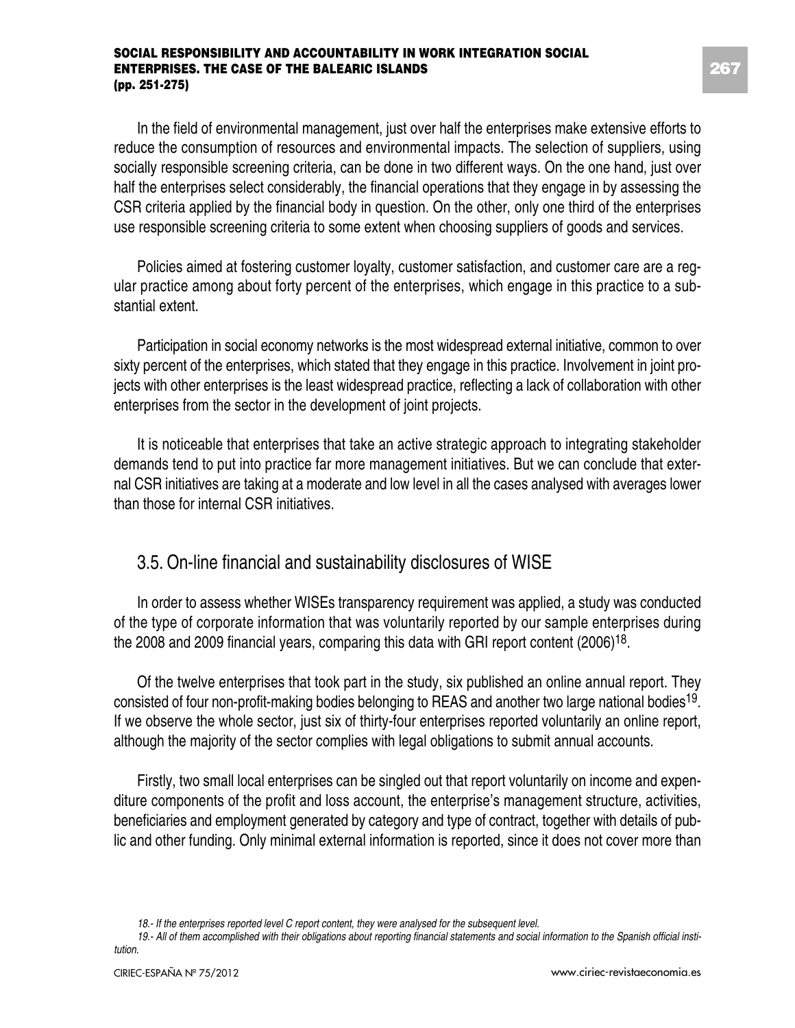In the field of environmental management, just over half the enterprises make extensive efforts to reduce the consumption of resources and environmental impacts. The selection of suppliers, using socially responsible screening criteria, can be done in two different ways. On the one hand, just over half the enterprises select considerably, the financial operations that they engage in by assessing the CSR criteria applied by the financial body in question. On the other, only one third of the enterprises use responsible screening criteria to some extent when choosing suppliers of goods and services.

Policies aimed at fostering customer loyalty, customer satisfaction, and customer care are a regular practice among about forty percent of the enterprises, which engage in this practice to a substantial extent.

Participation in social economy networks is the most widespread external initiative, common to over sixty percent of the enterprises, which stated that they engage in this practice. Involvement in joint projects with other enterprises is the least widespread practice, reflecting a lack of collaboration with other enterprises from the sector in the development of joint projects.

It is noticeable that enterprises that take an active strategic approach to integrating stakeholder demands tend to put into practice far more management initiatives. But we can conclude that external CSR initiatives are taking at a moderate and low level in all the cases analysed with averages lower than those for internal CSR initiatives.

## 3.5. On-line financial and sustainability disclosures of WISE

In order to assess whether WISEs transparency requirement was applied, a study was conducted of the type of corporate information that was voluntarily reported by our sample enterprises during the 2008 and 2009 financial years, comparing this data with GRI report content (2006)[18].

Of the twelve enterprises that took part in the study, six published an online annual report. They consisted of four non-profit-making bodies belonging to REAS and another two large national bodies[19]. If we observe the whole sector, just six of thirty-four enterprises reported voluntarily an online report, although the majority of the sector complies with legal obligations to submit annual accounts.

Firstly, two small local enterprises can be singled out that report voluntarily on income and expenditure components of the profit and loss account, the enterprise's management structure, activities, beneficiaries and employment generated by category and type of contract, together with details of public and other funding. Only minimal external information is reported, since it does not cover more than

*18.- If the enterprises reported level C report content, they were analysed for the subsequent level.*

*19.- All of them accomplished with their obligations about reporting financial statements and social information to the Spanish official institution.*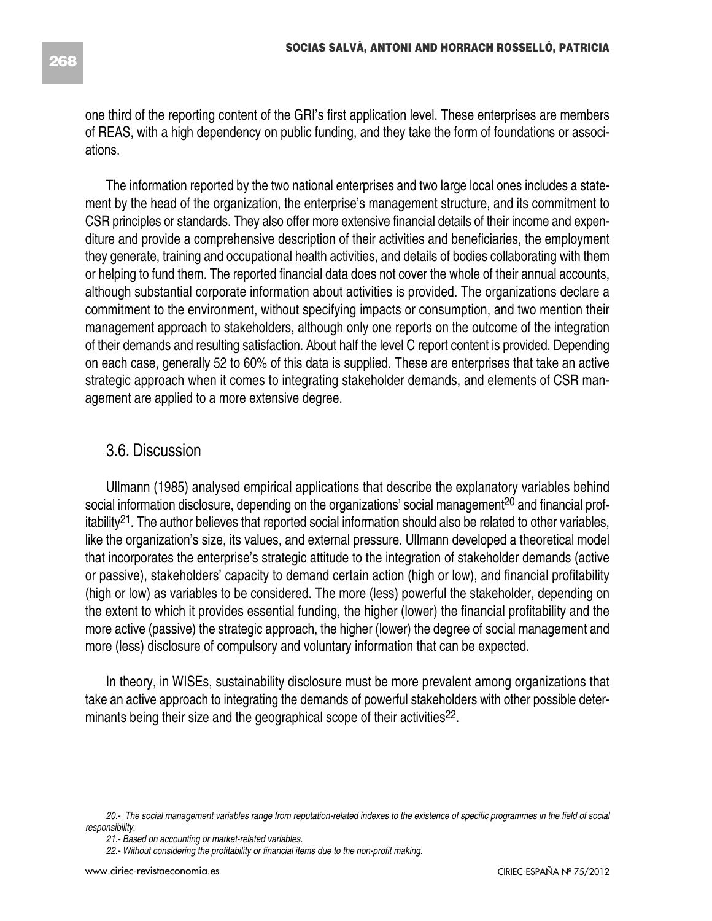one third of the reporting content of the GRI's first application level. These enterprises are members of REAS, with a high dependency on public funding, and they take the form of foundations or associations.

The information reported by the two national enterprises and two large local ones includes a statement by the head of the organization, the enterprise's management structure, and its commitment to CSR principles or standards. They also offer more extensive financial details of their income and expenditure and provide a comprehensive description of their activities and beneficiaries, the employment they generate, training and occupational health activities, and details of bodies collaborating with them or helping to fund them. The reported financial data does not cover the whole of their annual accounts, although substantial corporate information about activities is provided. The organizations declare a commitment to the environment, without specifying impacts or consumption, and two mention their management approach to stakeholders, although only one reports on the outcome of the integration of their demands and resulting satisfaction. About half the level C report content is provided. Depending on each case, generally 52 to 60% of this data is supplied. These are enterprises that take an active strategic approach when it comes to integrating stakeholder demands, and elements of CSR management are applied to a more extensive degree.

## 3.6. Discussion

Ullmann (1985) analysed empirical applications that describe the explanatory variables behind social information disclosure, depending on the organizations' social management[20] and financial profitability[21]. The author believes that reported social information should also be related to other variables, like the organization's size, its values, and external pressure. Ullmann developed a theoretical model that incorporates the enterprise's strategic attitude to the integration of stakeholder demands (active or passive), stakeholders' capacity to demand certain action (high or low), and financial profitability (high or low) as variables to be considered. The more (less) powerful the stakeholder, depending on the extent to which it provides essential funding, the higher (lower) the financial profitability and the more active (passive) the strategic approach, the higher (lower) the degree of social management and more (less) disclosure of compulsory and voluntary information that can be expected.

In theory, in WISEs, sustainability disclosure must be more prevalent among organizations that take an active approach to integrating the demands of powerful stakeholders with other possible determinants being their size and the geographical scope of their activities[22].

*20.- The social management variables range from reputation-related indexes to the existence of specific programmes in the field of social responsibility.*

*21.- Based on accounting or market-related variables.*

*22.- Without considering the profitability or financial items due to the non-profit making.*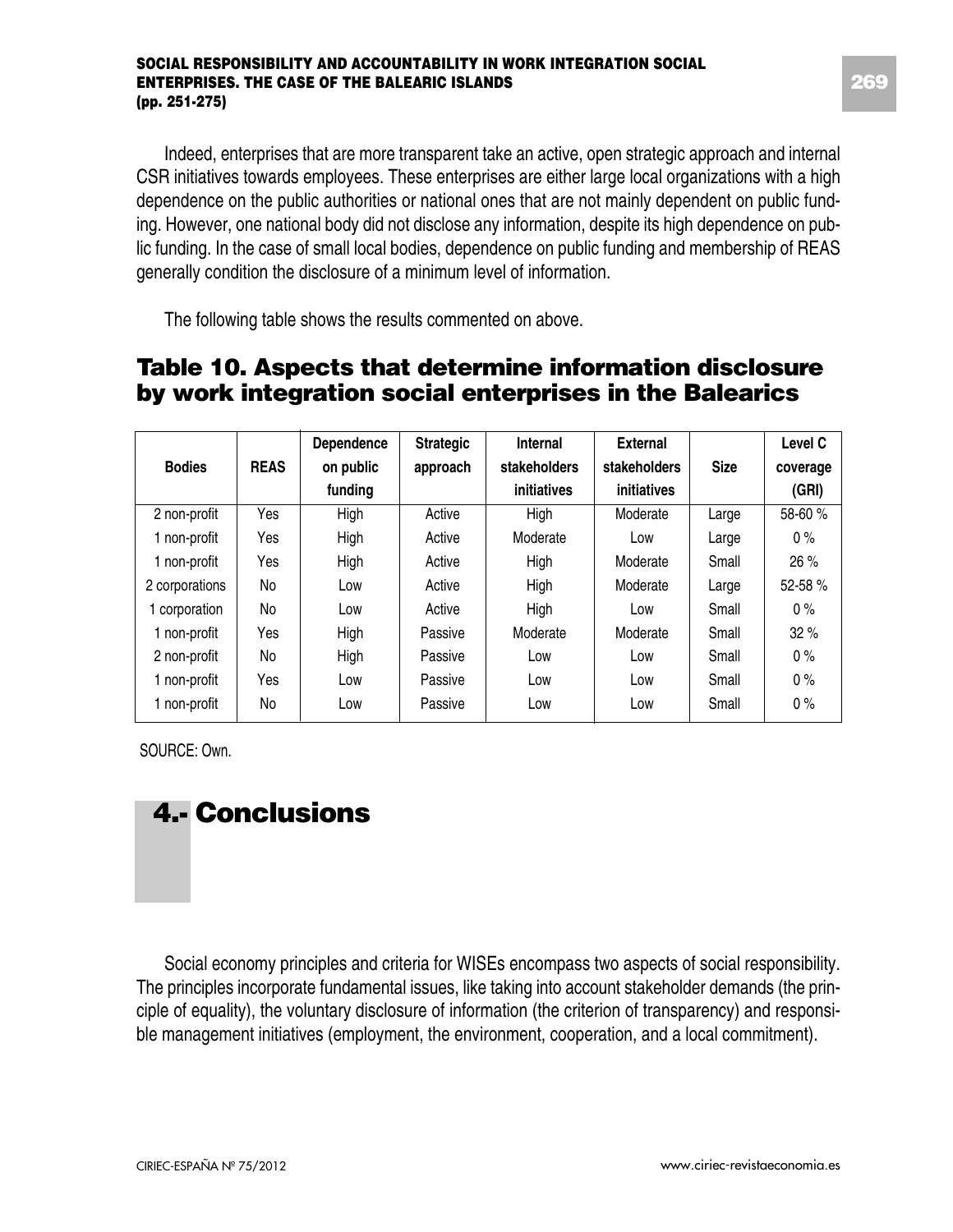Indeed, enterprises that are more transparent take an active, open strategic approach and internal CSR initiatives towards employees. These enterprises are either large local organizations with a high dependence on the public authorities or national ones that are not mainly dependent on public funding. However, one national body did not disclose any information, despite its high dependence on public funding. In the case of small local bodies, dependence on public funding and membership of REAS generally condition the disclosure of a minimum level of information.

The following table shows the results commented on above.

## Table 10. Aspects that determine information disclosure by work integration social enterprises in the Balearics

| Bodies | REAS | Dependence on public funding | Strategic approach | Internal stakeholders initiatives | External stakeholders initiatives | Size | Level C coverage (GRI) |
|---|---|---|---|---|---|---|---|
| 2 non-profit | Yes | High | Active | High | Moderate | Large | 58-60 % |
| 1 non-profit | Yes | High | Active | Moderate | Low | Large | 0 % |
| 1 non-profit | Yes | High | Active | High | Moderate | Small | 26 % |
| 2 corporations | No | Low | Active | High | Moderate | Large | 52-58 % |
| 1 corporation | No | Low | Active | High | Low | Small | 0 % |
| 1 non-profit | Yes | High | Passive | Moderate | Moderate | Small | 32 % |
| 2 non-profit | No | High | Passive | Low | Low | Small | 0 % |
| 1 non-profit | Yes | Low | Passive | Low | Low | Small | 0 % |
| 1 non-profit | No | Low | Passive | Low | Low | Small | 0 % |

SOURCE: Own.

# 4.- Conclusions

Social economy principles and criteria for WISEs encompass two aspects of social responsibility. The principles incorporate fundamental issues, like taking into account stakeholder demands (the principle of equality), the voluntary disclosure of information (the criterion of transparency) and responsible management initiatives (employment, the environment, cooperation, and a local commitment).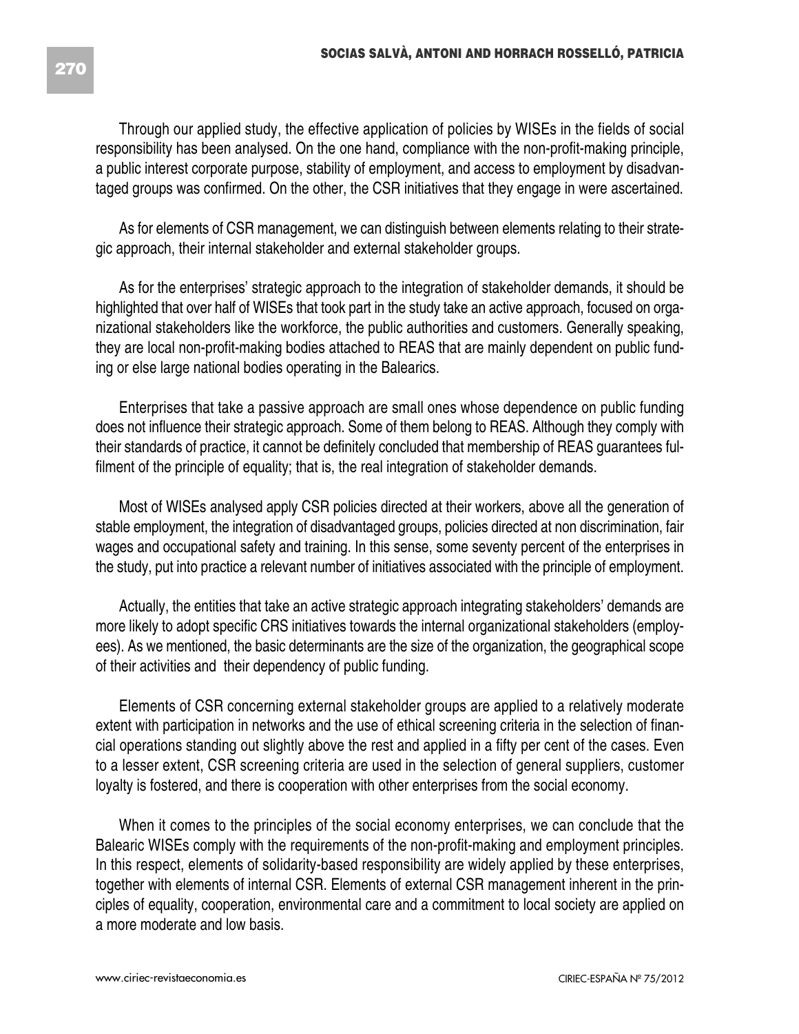Through our applied study, the effective application of policies by WISEs in the fields of social responsibility has been analysed. On the one hand, compliance with the non-profit-making principle, a public interest corporate purpose, stability of employment, and access to employment by disadvantaged groups was confirmed. On the other, the CSR initiatives that they engage in were ascertained.

As for elements of CSR management, we can distinguish between elements relating to their strategic approach, their internal stakeholder and external stakeholder groups.

As for the enterprises' strategic approach to the integration of stakeholder demands, it should be highlighted that over half of WISEs that took part in the study take an active approach, focused on organizational stakeholders like the workforce, the public authorities and customers. Generally speaking, they are local non-profit-making bodies attached to REAS that are mainly dependent on public funding or else large national bodies operating in the Balearics.

Enterprises that take a passive approach are small ones whose dependence on public funding does not influence their strategic approach. Some of them belong to REAS. Although they comply with their standards of practice, it cannot be definitely concluded that membership of REAS guarantees fulfilment of the principle of equality; that is, the real integration of stakeholder demands.

Most of WISEs analysed apply CSR policies directed at their workers, above all the generation of stable employment, the integration of disadvantaged groups, policies directed at non discrimination, fair wages and occupational safety and training. In this sense, some seventy percent of the enterprises in the study, put into practice a relevant number of initiatives associated with the principle of employment.

Actually, the entities that take an active strategic approach integrating stakeholders' demands are more likely to adopt specific CRS initiatives towards the internal organizational stakeholders (employees). As we mentioned, the basic determinants are the size of the organization, the geographical scope of their activities and their dependency of public funding.

Elements of CSR concerning external stakeholder groups are applied to a relatively moderate extent with participation in networks and the use of ethical screening criteria in the selection of financial operations standing out slightly above the rest and applied in a fifty per cent of the cases. Even to a lesser extent, CSR screening criteria are used in the selection of general suppliers, customer loyalty is fostered, and there is cooperation with other enterprises from the social economy.

When it comes to the principles of the social economy enterprises, we can conclude that the Balearic WISEs comply with the requirements of the non-profit-making and employment principles. In this respect, elements of solidarity-based responsibility are widely applied by these enterprises, together with elements of internal CSR. Elements of external CSR management inherent in the principles of equality, cooperation, environmental care and a commitment to local society are applied on a more moderate and low basis.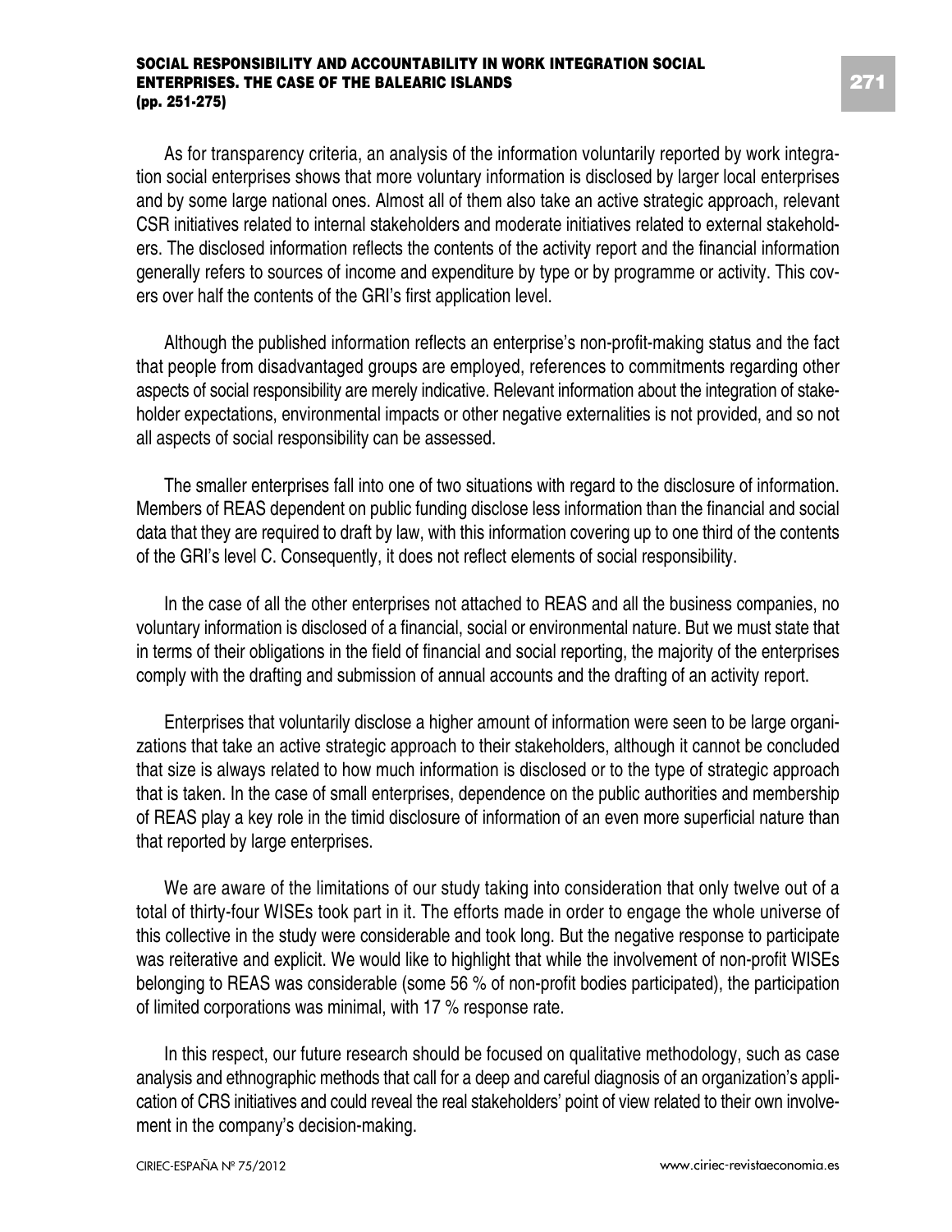As for transparency criteria, an analysis of the information voluntarily reported by work integration social enterprises shows that more voluntary information is disclosed by larger local enterprises and by some large national ones. Almost all of them also take an active strategic approach, relevant CSR initiatives related to internal stakeholders and moderate initiatives related to external stakeholders. The disclosed information reflects the contents of the activity report and the financial information generally refers to sources of income and expenditure by type or by programme or activity. This covers over half the contents of the GRI's first application level.

Although the published information reflects an enterprise's non-profit-making status and the fact that people from disadvantaged groups are employed, references to commitments regarding other aspects of social responsibility are merely indicative. Relevant information about the integration of stakeholder expectations, environmental impacts or other negative externalities is not provided, and so not all aspects of social responsibility can be assessed.

The smaller enterprises fall into one of two situations with regard to the disclosure of information. Members of REAS dependent on public funding disclose less information than the financial and social data that they are required to draft by law, with this information covering up to one third of the contents of the GRI's level C. Consequently, it does not reflect elements of social responsibility.

In the case of all the other enterprises not attached to REAS and all the business companies, no voluntary information is disclosed of a financial, social or environmental nature. But we must state that in terms of their obligations in the field of financial and social reporting, the majority of the enterprises comply with the drafting and submission of annual accounts and the drafting of an activity report.

Enterprises that voluntarily disclose a higher amount of information were seen to be large organizations that take an active strategic approach to their stakeholders, although it cannot be concluded that size is always related to how much information is disclosed or to the type of strategic approach that is taken. In the case of small enterprises, dependence on the public authorities and membership of REAS play a key role in the timid disclosure of information of an even more superficial nature than that reported by large enterprises.

We are aware of the limitations of our study taking into consideration that only twelve out of a total of thirty-four WISEs took part in it. The efforts made in order to engage the whole universe of this collective in the study were considerable and took long. But the negative response to participate was reiterative and explicit. We would like to highlight that while the involvement of non-profit WISEs belonging to REAS was considerable (some 56 % of non-profit bodies participated), the participation of limited corporations was minimal, with 17 % response rate.

In this respect, our future research should be focused on qualitative methodology, such as case analysis and ethnographic methods that call for a deep and careful diagnosis of an organization's application of CRS initiatives and could reveal the real stakeholders' point of view related to their own involvement in the company's decision-making.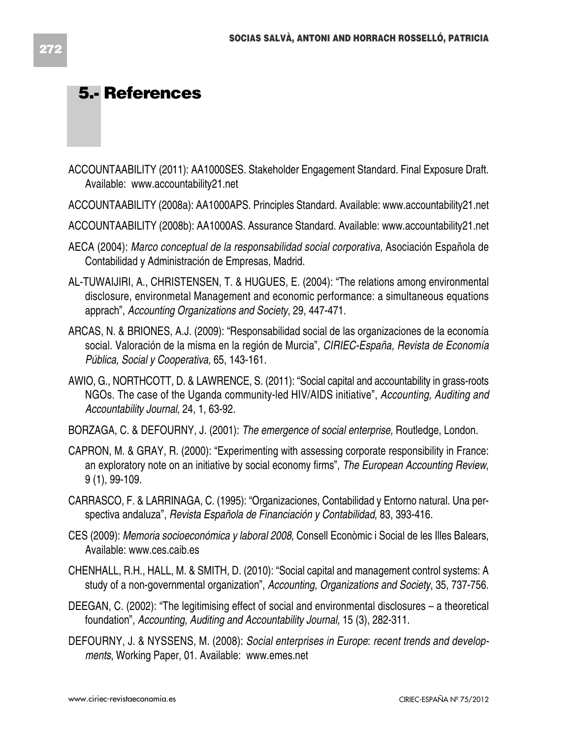## 5.- References

ACCOUNTAABILITY (2011): AA1000SES. Stakeholder Engagement Standard. Final Exposure Draft. Available: www.accountability21.net

ACCOUNTAABILITY (2008a): AA1000APS. Principles Standard. Available: www.accountability21.net

ACCOUNTAABILITY (2008b): AA1000AS. Assurance Standard. Available: www.accountability21.net

AECA (2004): *Marco conceptual de la responsabilidad social corporativa,* Asociación Española de Contabilidad y Administración de Empresas, Madrid.

AL-TUWAIJIRI, A., CHRISTENSEN, T. & HUGUES, E. (2004): "The relations among environmental disclosure, environmetal Management and economic performance: a simultaneous equations apprach", *Accounting Organizations and Society*, 29, 447-471.

ARCAS, N. & BRIONES, A.J. (2009): "Responsabilidad social de las organizaciones de la economía social. Valoración de la misma en la región de Murcia", *CIRIEC-España, Revista de Economía Pública, Social y Cooperativa,* 65, 143-161.

AWIO, G., NORTHCOTT, D. & LAWRENCE, S. (2011): "Social capital and accountability in grass-roots NGOs. The case of the Uganda community-led HIV/AIDS initiative", *Accounting, Auditing and Accountability Journal,* 24, 1, 63-92.

BORZAGA, C. & DEFOURNY, J. (2001): *The emergence of social enterprise,* Routledge, London.

CAPRON, M. & GRAY, R. (2000): "Experimenting with assessing corporate responsibility in France: an exploratory note on an initiative by social economy firms", *The European Accounting Review*, 9 (1), 99-109.

CARRASCO, F. & LARRINAGA, C. (1995): "Organizaciones, Contabilidad y Entorno natural. Una perspectiva andaluza", *Revista Española de Financiación y Contabilidad*, 83, 393-416.

CES (2009): *Memoria socioeconómica y laboral 2008*, Consell Econòmic i Social de les Illes Balears, Available: www.ces.caib.es

CHENHALL, R.H., HALL, M. & SMITH, D. (2010): "Social capital and management control systems: A study of a non-governmental organization", *Accounting, Organizations and Society*, 35, 737-756.

DEEGAN, C. (2002): "The legitimising effect of social and environmental disclosures – a theoretical foundation", *Accounting, Auditing and Accountability Journal,* 15 (3), 282-311.

DEFOURNY, J. & NYSSENS, M. (2008): *Social enterprises in Europe*: *recent trends and developments*, Working Paper, 01. Available: www.emes.net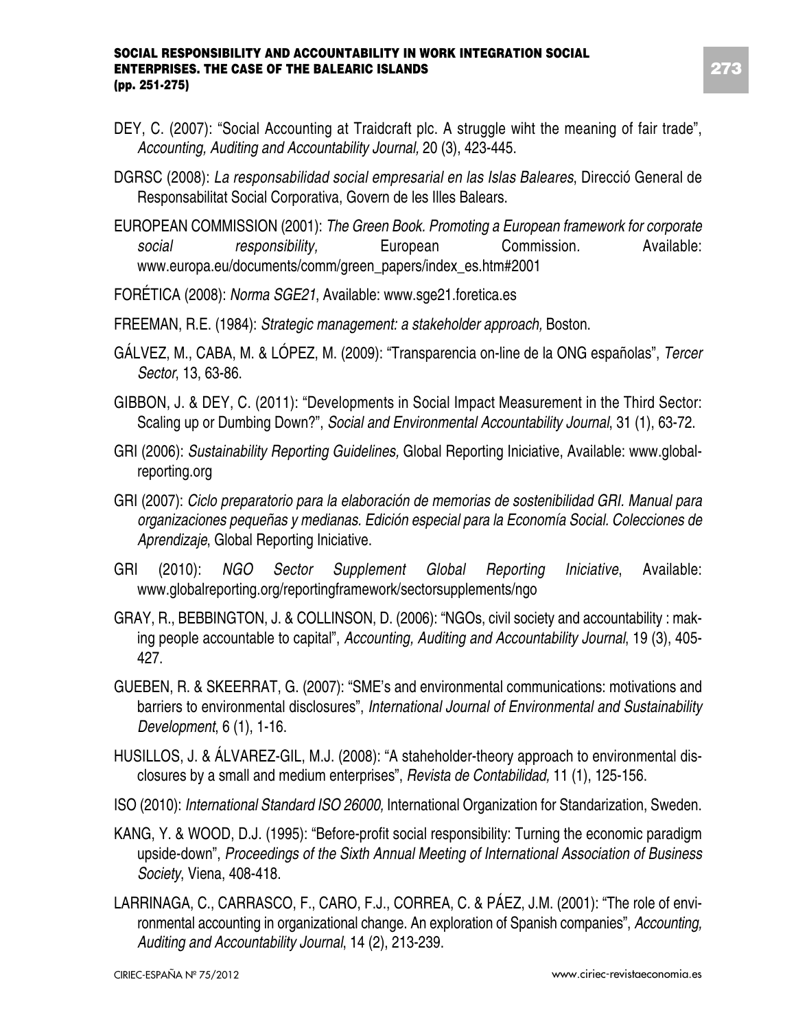DEY, C. (2007): "Social Accounting at Traidcraft plc. A struggle wiht the meaning of fair trade", *Accounting, Auditing and Accountability Journal,* 20 (3), 423-445.

DGRSC (2008): *La responsabilidad social empresarial en las Islas Baleares*, Direcció General de Responsabilitat Social Corporativa, Govern de les Illes Balears.

EUROPEAN COMMISSION (2001): *The Green Book. Promoting a European framework for corporate social responsibility,* European Commission. Available: www.europa.eu/documents/comm/green_papers/index_es.htm#2001

FORÉTICA (2008): *Norma SGE21*, Available: www.sge21.foretica.es

FREEMAN, R.E. (1984): *Strategic management: a stakeholder approach,* Boston.

GÁLVEZ, M., CABA, M. & LÓPEZ, M. (2009): "Transparencia on-line de la ONG españolas", *Tercer Sector*, 13, 63-86.

GIBBON, J. & DEY, C. (2011): "Developments in Social Impact Measurement in the Third Sector: Scaling up or Dumbing Down?", *Social and Environmental Accountability Journal*, 31 (1), 63-72.

GRI (2006): *Sustainability Reporting Guidelines,* Global Reporting Iniciative, Available: www.globalreporting.org

GRI (2007): *Ciclo preparatorio para la elaboración de memorias de sostenibilidad GRI. Manual para organizaciones pequeñas y medianas. Edición especial para la Economía Social. Colecciones de Aprendizaje*, Global Reporting Iniciative.

GRI (2010): *NGO Sector Supplement Global Reporting Iniciative*, Available: www.globalreporting.org/reportingframework/sectorsupplements/ngo

GRAY, R., BEBBINGTON, J. & COLLINSON, D. (2006): "NGOs, civil society and accountability : making people accountable to capital", *Accounting, Auditing and Accountability Journal*, 19 (3), 405-427.

GUEBEN, R. & SKEERRAT, G. (2007): "SME's and environmental communications: motivations and barriers to environmental disclosures", *International Journal of Environmental and Sustainability Development*, 6 (1), 1-16.

HUSILLOS, J. & ÁLVAREZ-GIL, M.J. (2008): "A staheholder-theory approach to environmental disclosures by a small and medium enterprises", *Revista de Contabilidad,* 11 (1), 125-156.

ISO (2010): *International Standard ISO 26000,* International Organization for Standarization, Sweden.

KANG, Y. & WOOD, D.J. (1995): "Before-profit social responsibility: Turning the economic paradigm upside-down", *Proceedings of the Sixth Annual Meeting of International Association of Business Society*, Viena, 408-418.

LARRINAGA, C., CARRASCO, F., CARO, F.J., CORREA, C. & PÁEZ, J.M. (2001): "The role of environmental accounting in organizational change. An exploration of Spanish companies", *Accounting, Auditing and Accountability Journal*, 14 (2), 213-239.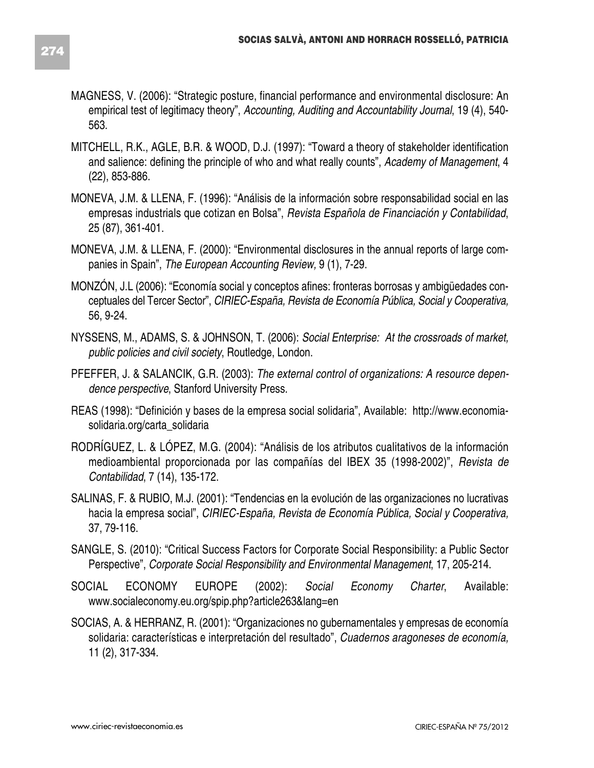MAGNESS, V. (2006): "Strategic posture, financial performance and environmental disclosure: An empirical test of legitimacy theory", *Accounting, Auditing and Accountability Journal*, 19 (4), 540-563.

MITCHELL, R.K., AGLE, B.R. & WOOD, D.J. (1997): "Toward a theory of stakeholder identification and salience: defining the principle of who and what really counts", *Academy of Management*, 4 (22), 853-886.

MONEVA, J.M. & LLENA, F. (1996): "Análisis de la información sobre responsabilidad social en las empresas industrials que cotizan en Bolsa", *Revista Española de Financiación y Contabilidad*, 25 (87), 361-401.

MONEVA, J.M. & LLENA, F. (2000): "Environmental disclosures in the annual reports of large companies in Spain", *The European Accounting Review,* 9 (1), 7-29.

MONZÓN, J.L (2006): "Economía social y conceptos afines: fronteras borrosas y ambigüedades conceptuales del Tercer Sector", *CIRIEC-España, Revista de Economía Pública, Social y Cooperativa,* 56, 9-24.

NYSSENS, M., ADAMS, S. & JOHNSON, T. (2006): *Social Enterprise: At the crossroads of market, public policies and civil society*, Routledge, London.

PFEFFER, J. & SALANCIK, G.R. (2003): *The external control of organizations: A resource dependence perspective*, Stanford University Press.

REAS (1998): "Definición y bases de la empresa social solidaria", Available: http://www.economiasolidaria.org/carta_solidaria

RODRÍGUEZ, L. & LÓPEZ, M.G. (2004): "Análisis de los atributos cualitativos de la información medioambiental proporcionada por las compañías del IBEX 35 (1998-2002)", *Revista de Contabilidad*, 7 (14), 135-172.

SALINAS, F. & RUBIO, M.J. (2001): "Tendencias en la evolución de las organizaciones no lucrativas hacia la empresa social", *CIRIEC-España, Revista de Economía Pública, Social y Cooperativa,* 37, 79-116.

SANGLE, S. (2010): "Critical Success Factors for Corporate Social Responsibility: a Public Sector Perspective", *Corporate Social Responsibility and Environmental Management*, 17, 205-214.

SOCIAL ECONOMY EUROPE (2002): *Social Economy Charter*, Available: www.socialeconomy.eu.org/spip.php?article263&lang=en

SOCIAS, A. & HERRANZ, R. (2001): "Organizaciones no gubernamentales y empresas de economía solidaria: características e interpretación del resultado", *Cuadernos aragoneses de economía,* 11 (2), 317-334.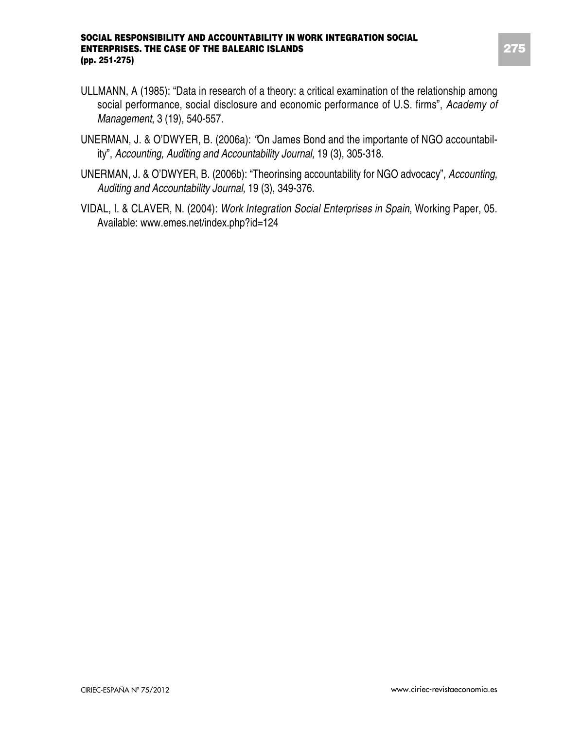ULLMANN, A (1985): "Data in research of a theory: a critical examination of the relationship among social performance, social disclosure and economic performance of U.S. firms", *Academy of Management*, 3 (19), 540-557.

UNERMAN, J. & O'DWYER, B. (2006a): "On James Bond and the importante of NGO accountability", *Accounting, Auditing and Accountability Journal,* 19 (3), 305-318.

UNERMAN, J. & O'DWYER, B. (2006b): "Theorinsing accountability for NGO advocacy", *Accounting, Auditing and Accountability Journal,* 19 (3), 349-376.

VIDAL, I. & CLAVER, N. (2004): *Work Integration Social Enterprises in Spain*, Working Paper, 05. Available: www.emes.net/index.php?id=124